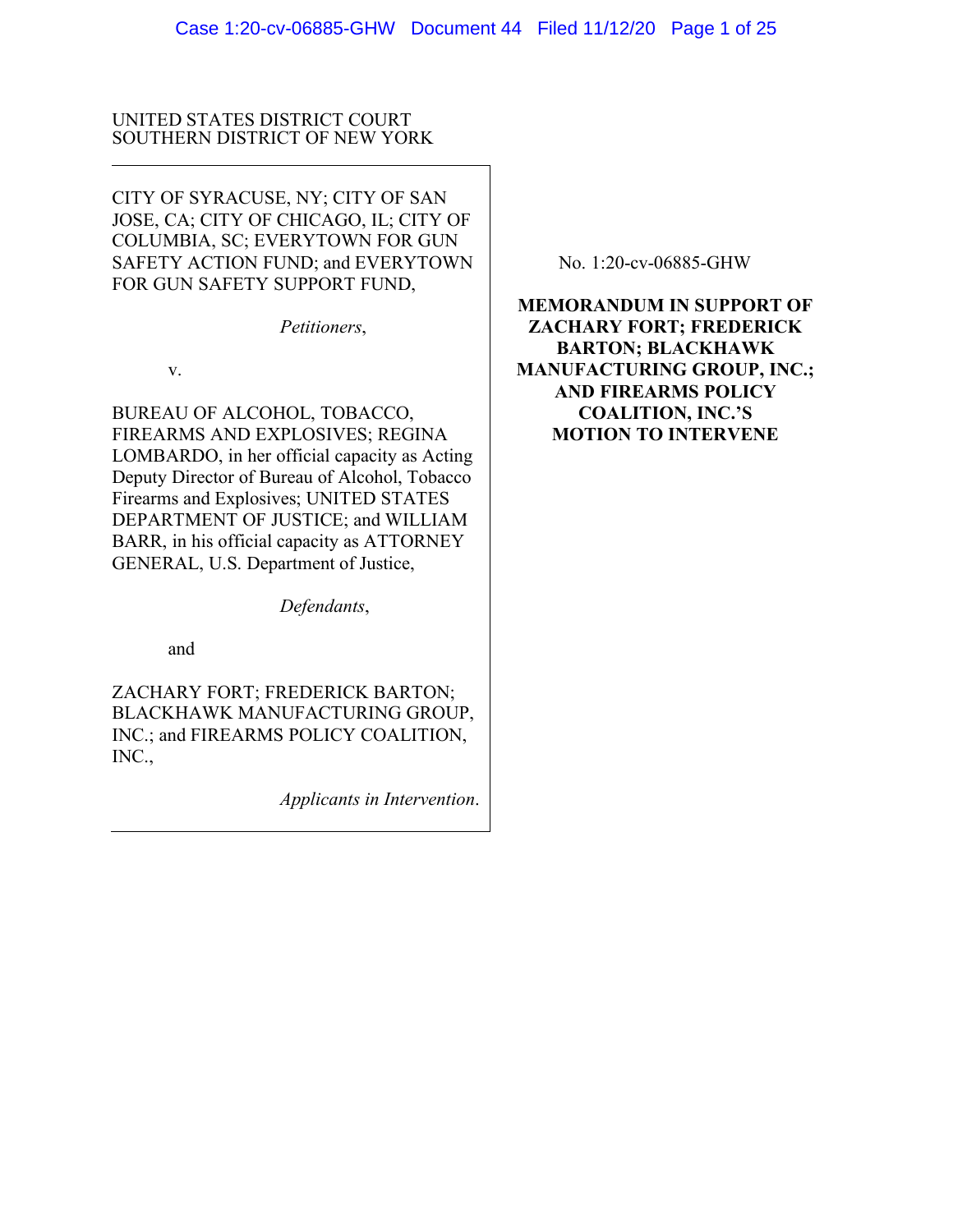UNITED STATES DISTRICT COURT
SOUTHERN DISTRICT OF NEW YORK

CITY OF SYRACUSE, NY; CITY OF SAN JOSE, CA; CITY OF CHICAGO, IL; CITY OF COLUMBIA, SC; EVERYTOWN FOR GUN SAFETY ACTION FUND; and EVERYTOWN FOR GUN SAFETY SUPPORT FUND,

*Petitioners*,

v.

BUREAU OF ALCOHOL, TOBACCO, FIREARMS AND EXPLOSIVES; REGINA LOMBARDO, in her official capacity as Acting Deputy Director of Bureau of Alcohol, Tobacco Firearms and Explosives; UNITED STATES DEPARTMENT OF JUSTICE; and WILLIAM BARR, in his official capacity as ATTORNEY GENERAL, U.S. Department of Justice,

*Defendants*,

and

ZACHARY FORT; FREDERICK BARTON; BLACKHAWK MANUFACTURING GROUP, INC.; and FIREARMS POLICY COALITION, INC.,

*Applicants in Intervention*.

No. 1:20-cv-06885-GHW

**MEMORANDUM IN SUPPORT OF ZACHARY FORT; FREDERICK BARTON; BLACKHAWK MANUFACTURING GROUP, INC.; AND FIREARMS POLICY COALITION, INC.'S MOTION TO INTERVENE**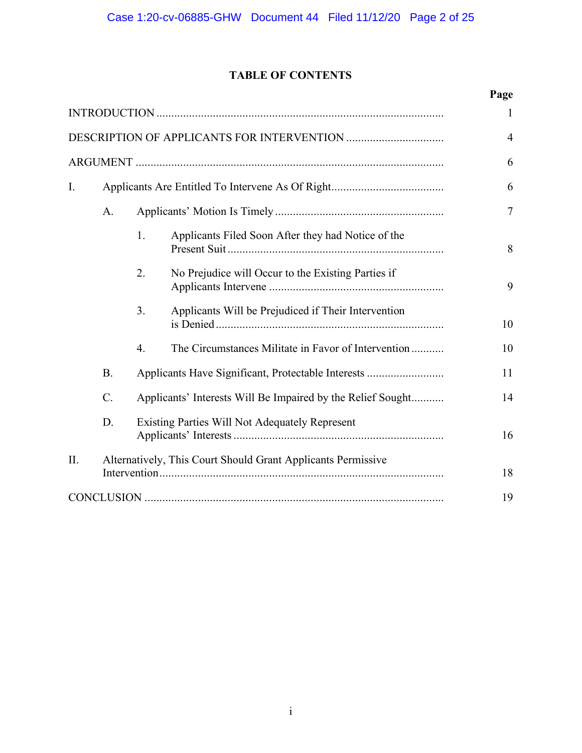## TABLE OF CONTENTS

| | Page |
|---|---|
| INTRODUCTION | 1 |
| DESCRIPTION OF APPLICANTS FOR INTERVENTION | 4 |
| ARGUMENT | 6 |
| I. Applicants Are Entitled To Intervene As Of Right | 6 |
| A. Applicants' Motion Is Timely | 7 |
| 1. Applicants Filed Soon After they had Notice of the Present Suit | 8 |
| 2. No Prejudice will Occur to the Existing Parties if Applicants Intervene | 9 |
| 3. Applicants Will be Prejudiced if Their Intervention is Denied | 10 |
| 4. The Circumstances Militate in Favor of Intervention | 10 |
| B. Applicants Have Significant, Protectable Interests | 11 |
| C. Applicants' Interests Will Be Impaired by the Relief Sought | 14 |
| D. Existing Parties Will Not Adequately Represent Applicants' Interests | 16 |
| II. Alternatively, This Court Should Grant Applicants Permissive Intervention | 18 |
| CONCLUSION | 19 |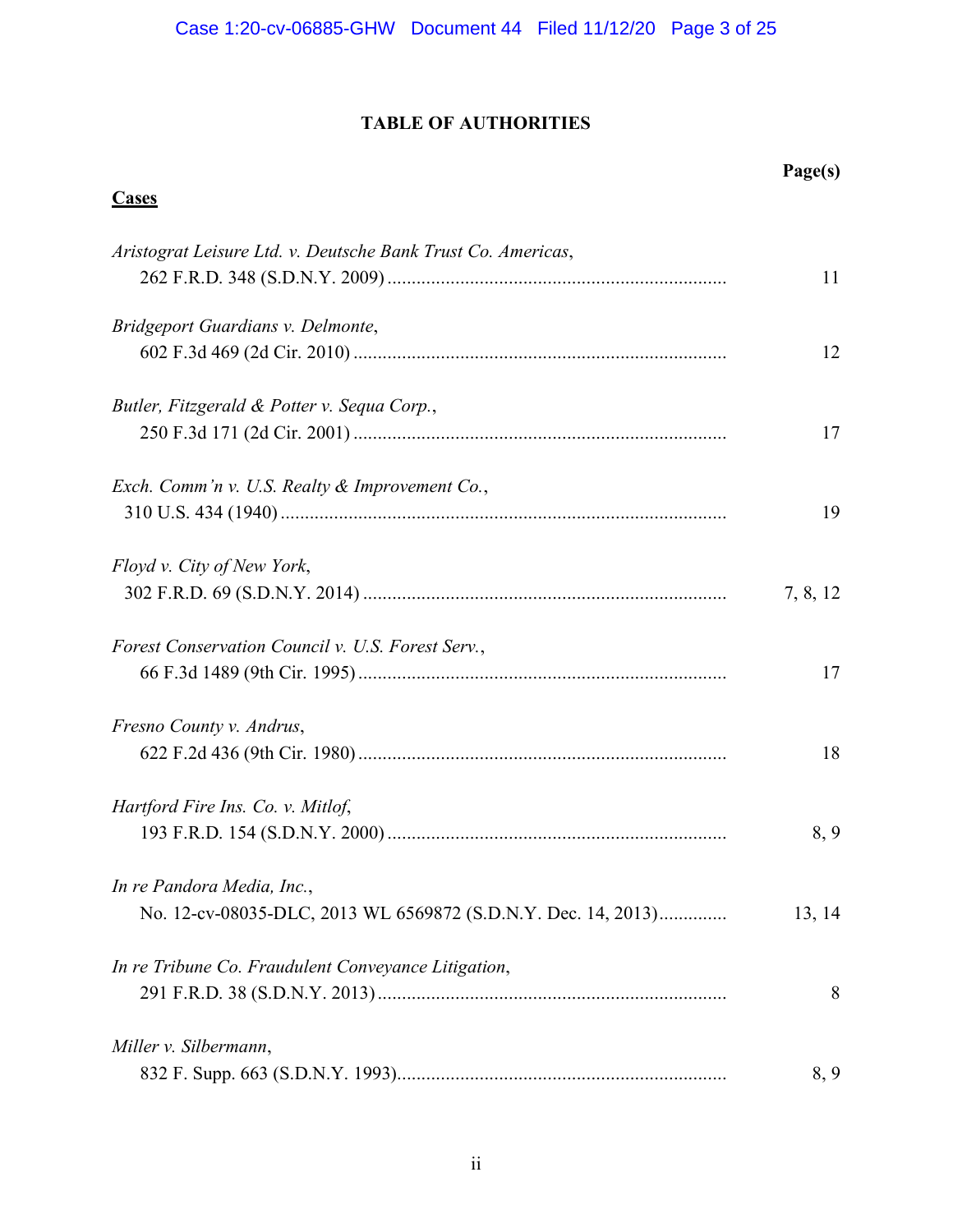# TABLE OF AUTHORITIES

| **Cases** | **Page(s)** |
|---|---|
| *Aristograt Leisure Ltd. v. Deutsche Bank Trust Co. Americas*, 262 F.R.D. 348 (S.D.N.Y. 2009) | 11 |
| *Bridgeport Guardians v. Delmonte*, 602 F.3d 469 (2d Cir. 2010) | 12 |
| *Butler, Fitzgerald & Potter v. Sequa Corp.*, 250 F.3d 171 (2d Cir. 2001) | 17 |
| *Exch. Comm'n v. U.S. Realty & Improvement Co.*, 310 U.S. 434 (1940) | 19 |
| *Floyd v. City of New York*, 302 F.R.D. 69 (S.D.N.Y. 2014) | 7, 8, 12 |
| *Forest Conservation Council v. U.S. Forest Serv.*, 66 F.3d 1489 (9th Cir. 1995) | 17 |
| *Fresno County v. Andrus*, 622 F.2d 436 (9th Cir. 1980) | 18 |
| *Hartford Fire Ins. Co. v. Mitlof*, 193 F.R.D. 154 (S.D.N.Y. 2000) | 8, 9 |
| *In re Pandora Media, Inc.*, No. 12-cv-08035-DLC, 2013 WL 6569872 (S.D.N.Y. Dec. 14, 2013) | 13, 14 |
| *In re Tribune Co. Fraudulent Conveyance Litigation*, 291 F.R.D. 38 (S.D.N.Y. 2013) | 8 |
| *Miller v. Silbermann*, 832 F. Supp. 663 (S.D.N.Y. 1993) | 8, 9 |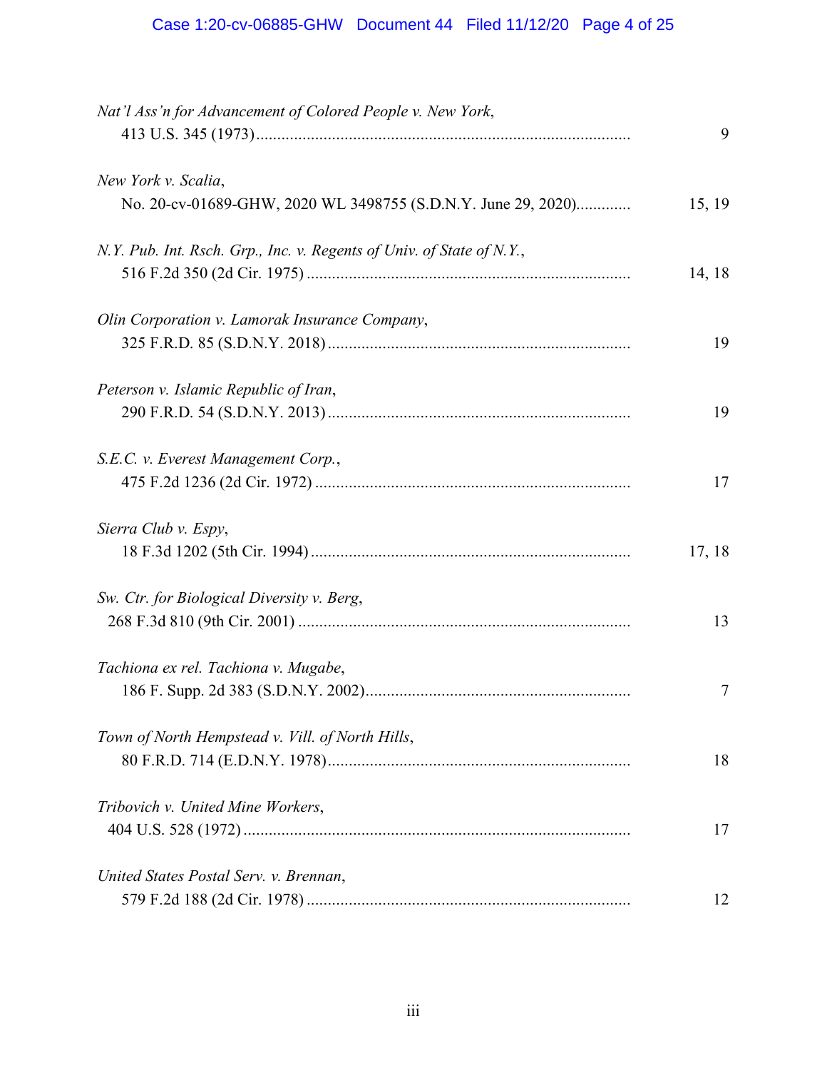*Nat'l Ass'n for Advancement of Colored People v. New York*,
413 U.S. 345 (1973) ........................................................................................ 9

*New York v. Scalia*,
No. 20-cv-01689-GHW, 2020 WL 3498755 (S.D.N.Y. June 29, 2020)............ 15, 19

*N.Y. Pub. Int. Rsch. Grp., Inc. v. Regents of Univ. of State of N.Y.*,
516 F.2d 350 (2d Cir. 1975) ............................................................................ 14, 18

*Olin Corporation v. Lamorak Insurance Company*,
325 F.R.D. 85 (S.D.N.Y. 2018) ....................................................................... 19

*Peterson v. Islamic Republic of Iran*,
290 F.R.D. 54 (S.D.N.Y. 2013) ....................................................................... 19

*S.E.C. v. Everest Management Corp.*,
475 F.2d 1236 (2d Cir. 1972) .......................................................................... 17

*Sierra Club v. Espy*,
18 F.3d 1202 (5th Cir. 1994) ........................................................................... 17, 18

*Sw. Ctr. for Biological Diversity v. Berg*,
268 F.3d 810 (9th Cir. 2001) ........................................................................... 13

*Tachiona ex rel. Tachiona v. Mugabe*,
186 F. Supp. 2d 383 (S.D.N.Y. 2002).............................................................. 7

*Town of North Hempstead v. Vill. of North Hills*,
80 F.R.D. 714 (E.D.N.Y. 1978)....................................................................... 18

*Tribovich v. United Mine Workers*,
404 U.S. 528 (1972) ........................................................................................ 17

*United States Postal Serv. v. Brennan*,
579 F.2d 188 (2d Cir. 1978) ............................................................................ 12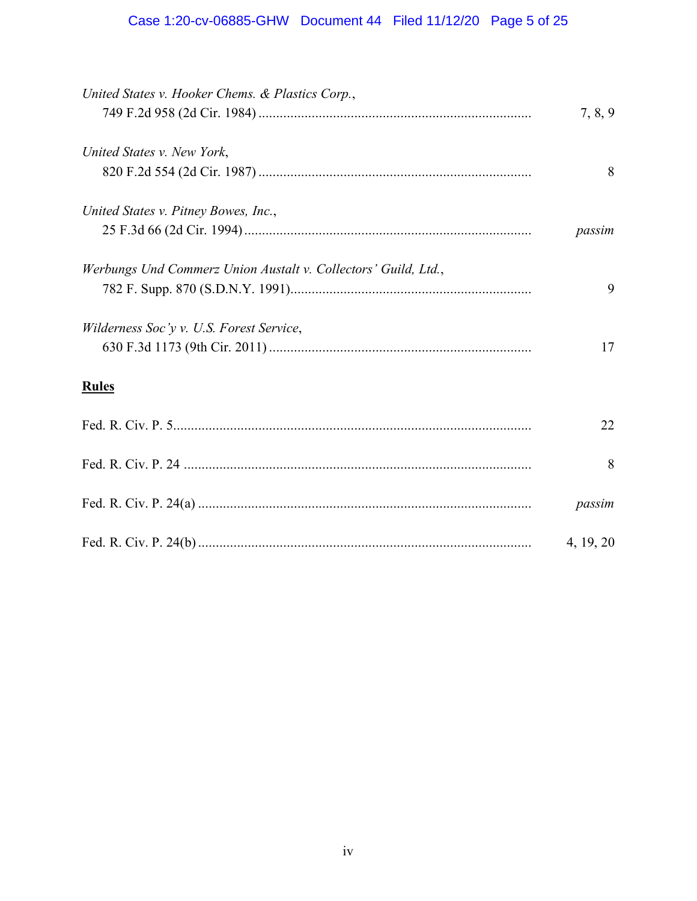*United States v. Hooker Chems. & Plastics Corp.*,
749 F.2d 958 (2d Cir. 1984) ............................................................................ 7, 8, 9

*United States v. New York*,
820 F.2d 554 (2d Cir. 1987) ............................................................................ 8

*United States v. Pitney Bowes, Inc.*,
25 F.3d 66 (2d Cir. 1994) ................................................................................ *passim*

*Werbungs Und Commerz Union Austalt v. Collectors' Guild, Ltd.*,
782 F. Supp. 870 (S.D.N.Y. 1991)................................................................... 9

*Wilderness Soc'y v. U.S. Forest Service*,
630 F.3d 1173 (9th Cir. 2011) ......................................................................... 17

**Rules**

Fed. R. Civ. P. 5.................................................................................................... 22

Fed. R. Civ. P. 24 ................................................................................................. 8

Fed. R. Civ. P. 24(a) ............................................................................................. *passim*

Fed. R. Civ. P. 24(b) ............................................................................................. 4, 19, 20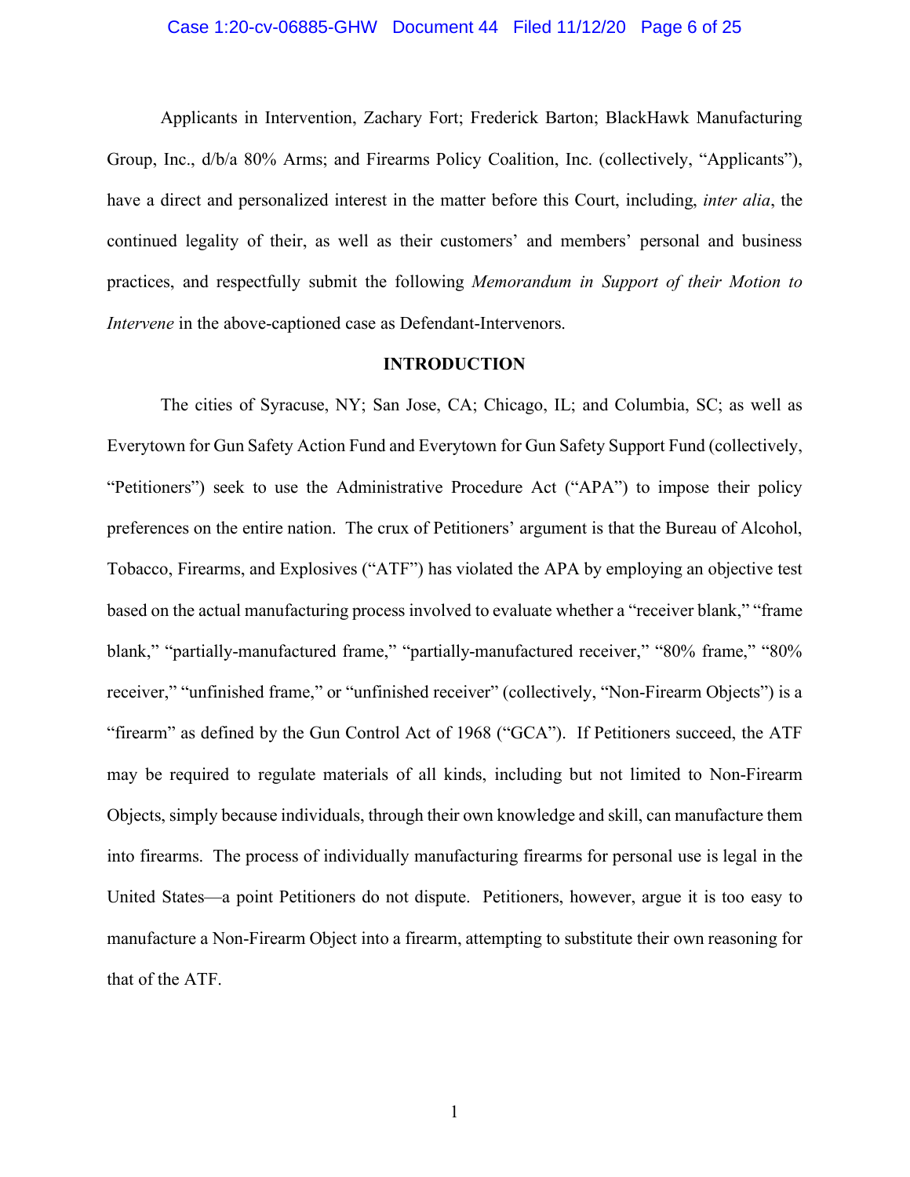Applicants in Intervention, Zachary Fort; Frederick Barton; BlackHawk Manufacturing Group, Inc., d/b/a 80% Arms; and Firearms Policy Coalition, Inc. (collectively, "Applicants"), have a direct and personalized interest in the matter before this Court, including, *inter alia*, the continued legality of their, as well as their customers' and members' personal and business practices, and respectfully submit the following *Memorandum in Support of their Motion to Intervene* in the above-captioned case as Defendant-Intervenors.

## INTRODUCTION

The cities of Syracuse, NY; San Jose, CA; Chicago, IL; and Columbia, SC; as well as Everytown for Gun Safety Action Fund and Everytown for Gun Safety Support Fund (collectively, "Petitioners") seek to use the Administrative Procedure Act ("APA") to impose their policy preferences on the entire nation. The crux of Petitioners' argument is that the Bureau of Alcohol, Tobacco, Firearms, and Explosives ("ATF") has violated the APA by employing an objective test based on the actual manufacturing process involved to evaluate whether a "receiver blank," "frame blank," "partially-manufactured frame," "partially-manufactured receiver," "80% frame," "80% receiver," "unfinished frame," or "unfinished receiver" (collectively, "Non-Firearm Objects") is a "firearm" as defined by the Gun Control Act of 1968 ("GCA"). If Petitioners succeed, the ATF may be required to regulate materials of all kinds, including but not limited to Non-Firearm Objects, simply because individuals, through their own knowledge and skill, can manufacture them into firearms. The process of individually manufacturing firearms for personal use is legal in the United States—a point Petitioners do not dispute. Petitioners, however, argue it is too easy to manufacture a Non-Firearm Object into a firearm, attempting to substitute their own reasoning for that of the ATF.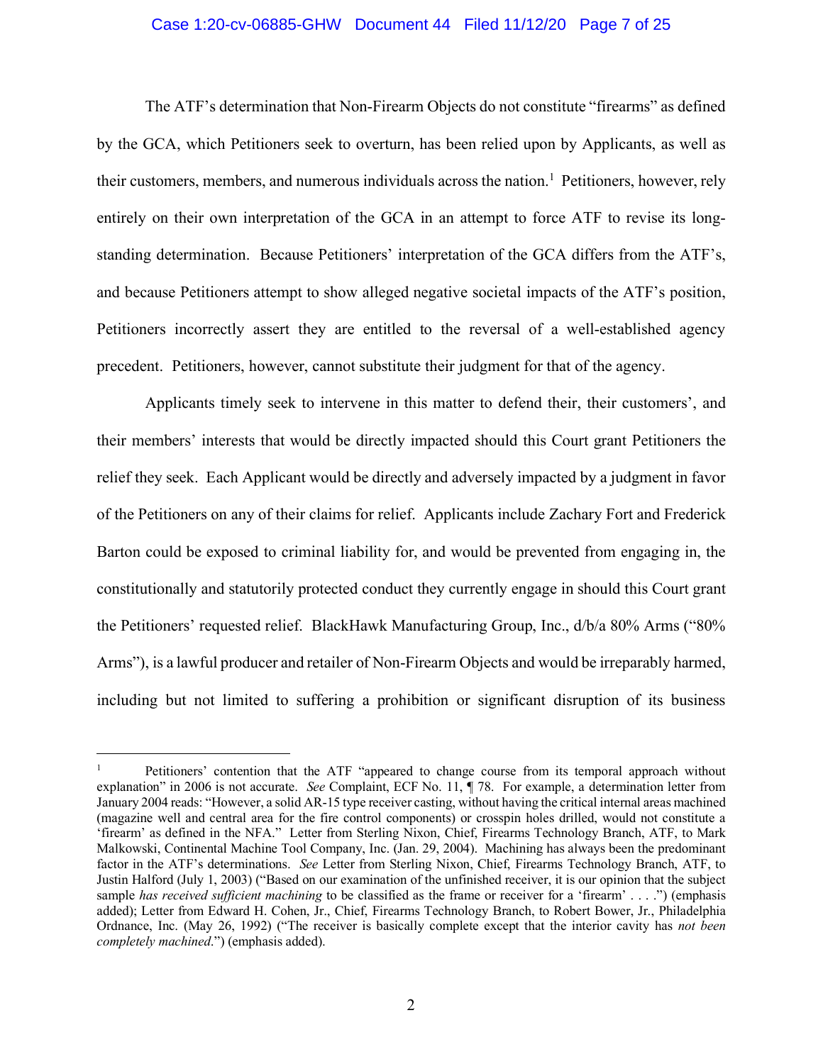The ATF's determination that Non-Firearm Objects do not constitute "firearms" as defined by the GCA, which Petitioners seek to overturn, has been relied upon by Applicants, as well as their customers, members, and numerous individuals across the nation.[1] Petitioners, however, rely entirely on their own interpretation of the GCA in an attempt to force ATF to revise its long-standing determination. Because Petitioners' interpretation of the GCA differs from the ATF's, and because Petitioners attempt to show alleged negative societal impacts of the ATF's position, Petitioners incorrectly assert they are entitled to the reversal of a well-established agency precedent. Petitioners, however, cannot substitute their judgment for that of the agency.

Applicants timely seek to intervene in this matter to defend their, their customers', and their members' interests that would be directly impacted should this Court grant Petitioners the relief they seek. Each Applicant would be directly and adversely impacted by a judgment in favor of the Petitioners on any of their claims for relief. Applicants include Zachary Fort and Frederick Barton could be exposed to criminal liability for, and would be prevented from engaging in, the constitutionally and statutorily protected conduct they currently engage in should this Court grant the Petitioners' requested relief. BlackHawk Manufacturing Group, Inc., d/b/a 80% Arms ("80% Arms"), is a lawful producer and retailer of Non-Firearm Objects and would be irreparably harmed, including but not limited to suffering a prohibition or significant disruption of its business

---

[1] Petitioners' contention that the ATF "appeared to change course from its temporal approach without explanation" in 2006 is not accurate. *See* Complaint, ECF No. 11, ¶ 78. For example, a determination letter from January 2004 reads: "However, a solid AR-15 type receiver casting, without having the critical internal areas machined (magazine well and central area for the fire control components) or crosspin holes drilled, would not constitute a 'firearm' as defined in the NFA." Letter from Sterling Nixon, Chief, Firearms Technology Branch, ATF, to Mark Malkowski, Continental Machine Tool Company, Inc. (Jan. 29, 2004). Machining has always been the predominant factor in the ATF's determinations. *See* Letter from Sterling Nixon, Chief, Firearms Technology Branch, ATF, to Justin Halford (July 1, 2003) ("Based on our examination of the unfinished receiver, it is our opinion that the subject sample *has received sufficient machining* to be classified as the frame or receiver for a 'firearm' . . . .") (emphasis added); Letter from Edward H. Cohen, Jr., Chief, Firearms Technology Branch, to Robert Bower, Jr., Philadelphia Ordnance, Inc. (May 26, 1992) ("The receiver is basically complete except that the interior cavity has *not been completely machined*.") (emphasis added).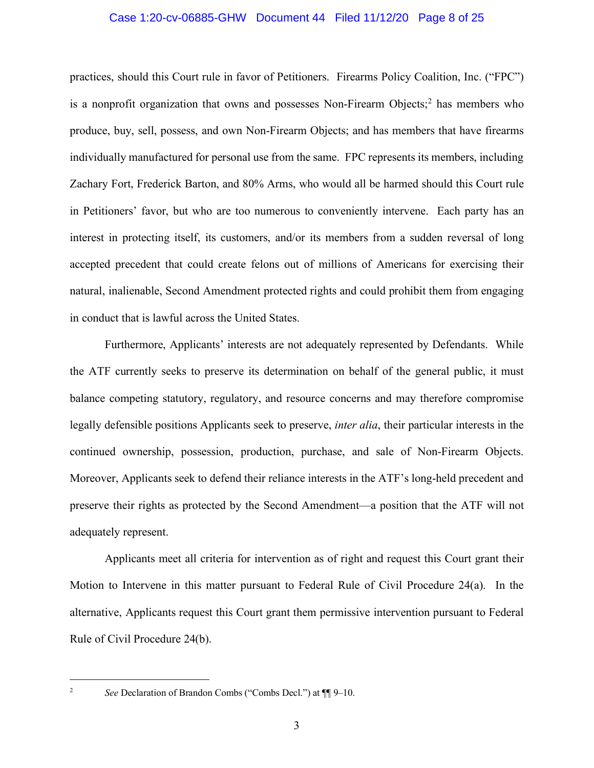practices, should this Court rule in favor of Petitioners. Firearms Policy Coalition, Inc. ("FPC") is a nonprofit organization that owns and possesses Non-Firearm Objects;[2] has members who produce, buy, sell, possess, and own Non-Firearm Objects; and has members that have firearms individually manufactured for personal use from the same. FPC represents its members, including Zachary Fort, Frederick Barton, and 80% Arms, who would all be harmed should this Court rule in Petitioners' favor, but who are too numerous to conveniently intervene. Each party has an interest in protecting itself, its customers, and/or its members from a sudden reversal of long accepted precedent that could create felons out of millions of Americans for exercising their natural, inalienable, Second Amendment protected rights and could prohibit them from engaging in conduct that is lawful across the United States.

Furthermore, Applicants' interests are not adequately represented by Defendants. While the ATF currently seeks to preserve its determination on behalf of the general public, it must balance competing statutory, regulatory, and resource concerns and may therefore compromise legally defensible positions Applicants seek to preserve, *inter alia*, their particular interests in the continued ownership, possession, production, purchase, and sale of Non-Firearm Objects. Moreover, Applicants seek to defend their reliance interests in the ATF's long-held precedent and preserve their rights as protected by the Second Amendment—a position that the ATF will not adequately represent.

Applicants meet all criteria for intervention as of right and request this Court grant their Motion to Intervene in this matter pursuant to Federal Rule of Civil Procedure 24(a). In the alternative, Applicants request this Court grant them permissive intervention pursuant to Federal Rule of Civil Procedure 24(b).

---

[2] *See* Declaration of Brandon Combs ("Combs Decl.") at ¶¶ 9–10.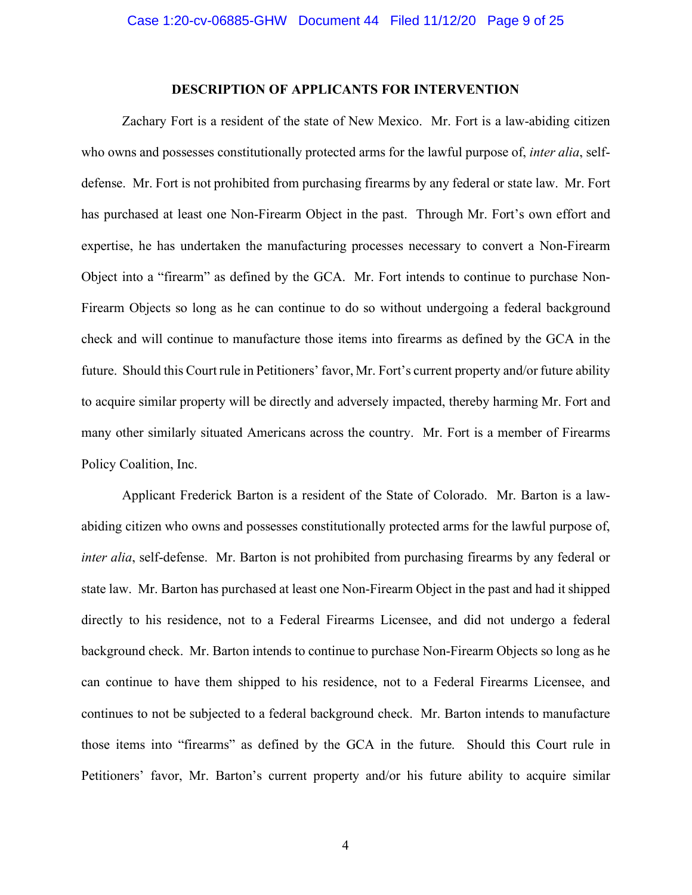**DESCRIPTION OF APPLICANTS FOR INTERVENTION**

Zachary Fort is a resident of the state of New Mexico. Mr. Fort is a law-abiding citizen who owns and possesses constitutionally protected arms for the lawful purpose of, *inter alia*, self-defense. Mr. Fort is not prohibited from purchasing firearms by any federal or state law. Mr. Fort has purchased at least one Non-Firearm Object in the past. Through Mr. Fort's own effort and expertise, he has undertaken the manufacturing processes necessary to convert a Non-Firearm Object into a "firearm" as defined by the GCA. Mr. Fort intends to continue to purchase Non-Firearm Objects so long as he can continue to do so without undergoing a federal background check and will continue to manufacture those items into firearms as defined by the GCA in the future. Should this Court rule in Petitioners' favor, Mr. Fort's current property and/or future ability to acquire similar property will be directly and adversely impacted, thereby harming Mr. Fort and many other similarly situated Americans across the country. Mr. Fort is a member of Firearms Policy Coalition, Inc.

Applicant Frederick Barton is a resident of the State of Colorado. Mr. Barton is a law-abiding citizen who owns and possesses constitutionally protected arms for the lawful purpose of, *inter alia*, self-defense. Mr. Barton is not prohibited from purchasing firearms by any federal or state law. Mr. Barton has purchased at least one Non-Firearm Object in the past and had it shipped directly to his residence, not to a Federal Firearms Licensee, and did not undergo a federal background check. Mr. Barton intends to continue to purchase Non-Firearm Objects so long as he can continue to have them shipped to his residence, not to a Federal Firearms Licensee, and continues to not be subjected to a federal background check. Mr. Barton intends to manufacture those items into "firearms" as defined by the GCA in the future. Should this Court rule in Petitioners' favor, Mr. Barton's current property and/or his future ability to acquire similar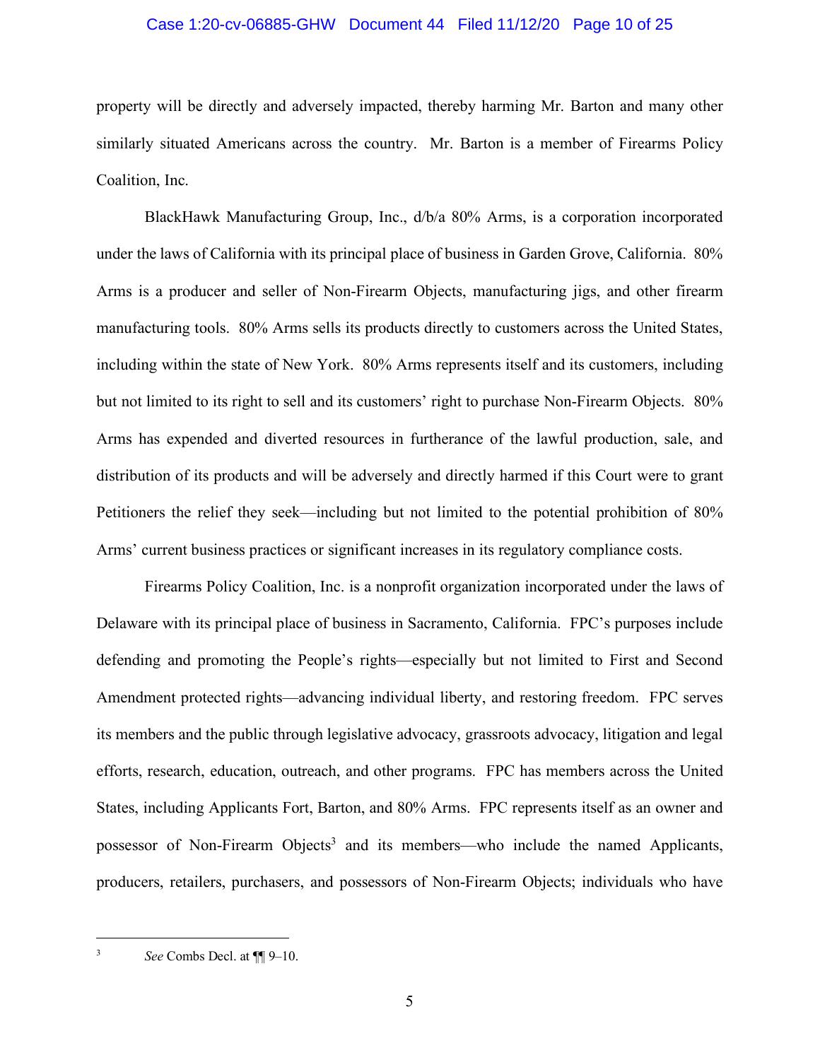property will be directly and adversely impacted, thereby harming Mr. Barton and many other similarly situated Americans across the country. Mr. Barton is a member of Firearms Policy Coalition, Inc.

BlackHawk Manufacturing Group, Inc., d/b/a 80% Arms, is a corporation incorporated under the laws of California with its principal place of business in Garden Grove, California. 80% Arms is a producer and seller of Non-Firearm Objects, manufacturing jigs, and other firearm manufacturing tools. 80% Arms sells its products directly to customers across the United States, including within the state of New York. 80% Arms represents itself and its customers, including but not limited to its right to sell and its customers' right to purchase Non-Firearm Objects. 80% Arms has expended and diverted resources in furtherance of the lawful production, sale, and distribution of its products and will be adversely and directly harmed if this Court were to grant Petitioners the relief they seek—including but not limited to the potential prohibition of 80% Arms' current business practices or significant increases in its regulatory compliance costs.

Firearms Policy Coalition, Inc. is a nonprofit organization incorporated under the laws of Delaware with its principal place of business in Sacramento, California. FPC's purposes include defending and promoting the People's rights—especially but not limited to First and Second Amendment protected rights—advancing individual liberty, and restoring freedom. FPC serves its members and the public through legislative advocacy, grassroots advocacy, litigation and legal efforts, research, education, outreach, and other programs. FPC has members across the United States, including Applicants Fort, Barton, and 80% Arms. FPC represents itself as an owner and possessor of Non-Firearm Objects[3] and its members—who include the named Applicants, producers, retailers, purchasers, and possessors of Non-Firearm Objects; individuals who have

---

[3] *See* Combs Decl. at ¶¶ 9–10.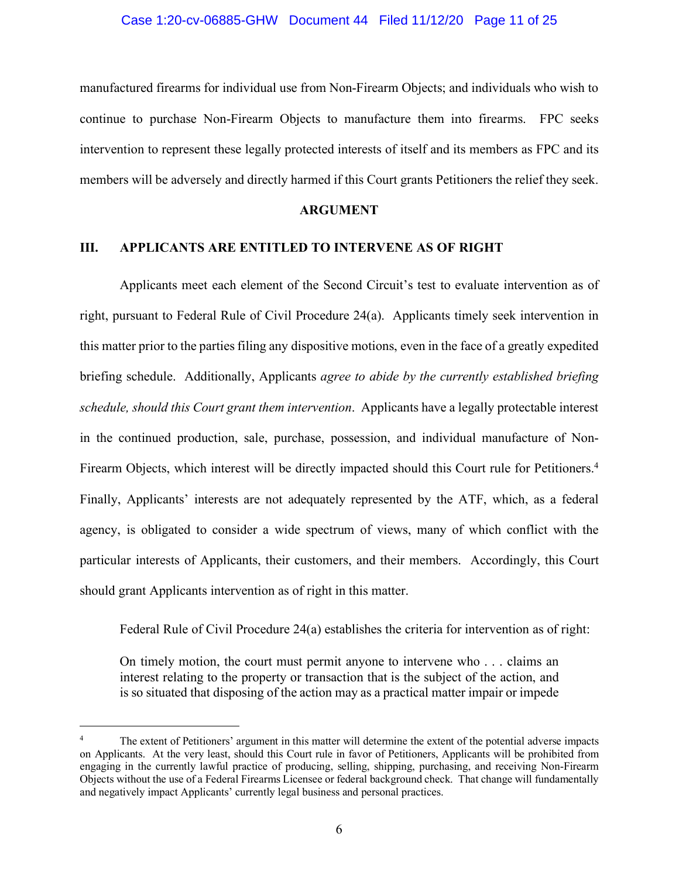manufactured firearms for individual use from Non-Firearm Objects; and individuals who wish to continue to purchase Non-Firearm Objects to manufacture them into firearms. FPC seeks intervention to represent these legally protected interests of itself and its members as FPC and its members will be adversely and directly harmed if this Court grants Petitioners the relief they seek.

**ARGUMENT**

## III. APPLICANTS ARE ENTITLED TO INTERVENE AS OF RIGHT

Applicants meet each element of the Second Circuit's test to evaluate intervention as of right, pursuant to Federal Rule of Civil Procedure 24(a). Applicants timely seek intervention in this matter prior to the parties filing any dispositive motions, even in the face of a greatly expedited briefing schedule. Additionally, Applicants *agree to abide by the currently established briefing schedule, should this Court grant them intervention*. Applicants have a legally protectable interest in the continued production, sale, purchase, possession, and individual manufacture of Non-Firearm Objects, which interest will be directly impacted should this Court rule for Petitioners.[4] Finally, Applicants' interests are not adequately represented by the ATF, which, as a federal agency, is obligated to consider a wide spectrum of views, many of which conflict with the particular interests of Applicants, their customers, and their members. Accordingly, this Court should grant Applicants intervention as of right in this matter.

Federal Rule of Civil Procedure 24(a) establishes the criteria for intervention as of right:

> On timely motion, the court must permit anyone to intervene who . . . claims an interest relating to the property or transaction that is the subject of the action, and is so situated that disposing of the action may as a practical matter impair or impede

---

[4] The extent of Petitioners' argument in this matter will determine the extent of the potential adverse impacts on Applicants. At the very least, should this Court rule in favor of Petitioners, Applicants will be prohibited from engaging in the currently lawful practice of producing, selling, shipping, purchasing, and receiving Non-Firearm Objects without the use of a Federal Firearms Licensee or federal background check. That change will fundamentally and negatively impact Applicants' currently legal business and personal practices.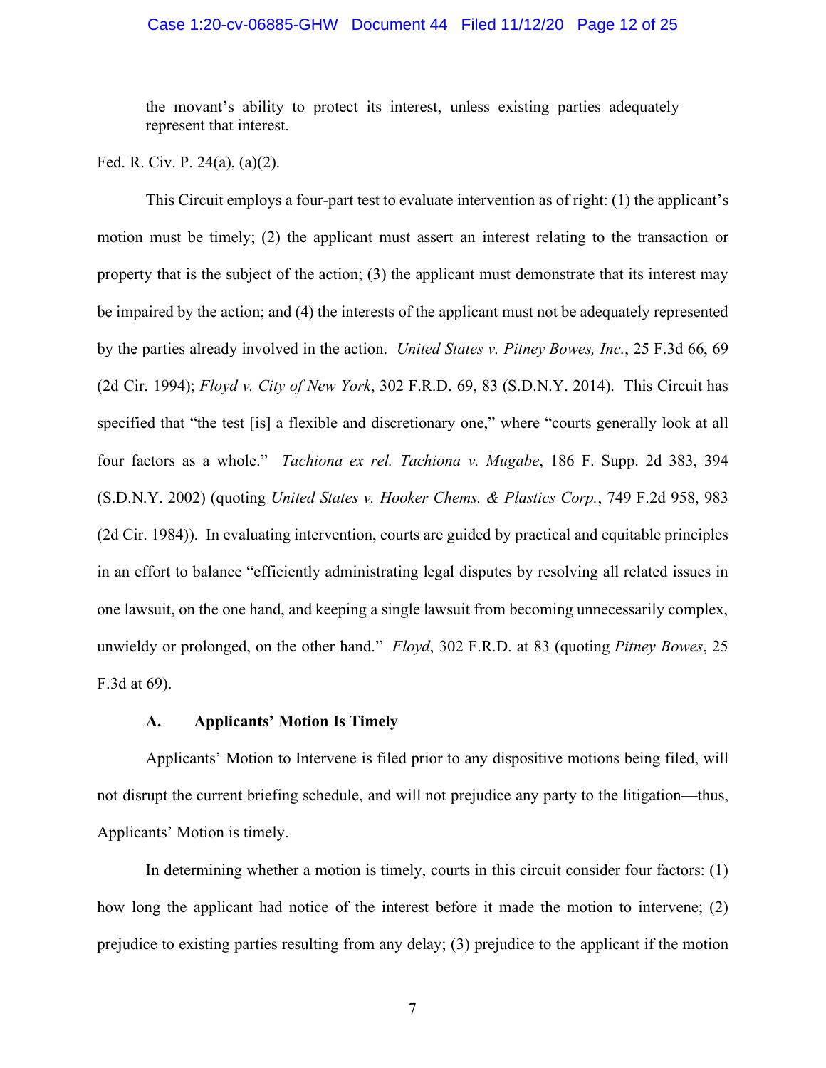> the movant's ability to protect its interest, unless existing parties adequately represent that interest.

Fed. R. Civ. P. 24(a), (a)(2).

This Circuit employs a four-part test to evaluate intervention as of right: (1) the applicant's motion must be timely; (2) the applicant must assert an interest relating to the transaction or property that is the subject of the action; (3) the applicant must demonstrate that its interest may be impaired by the action; and (4) the interests of the applicant must not be adequately represented by the parties already involved in the action. *United States v. Pitney Bowes, Inc.*, 25 F.3d 66, 69 (2d Cir. 1994); *Floyd v. City of New York*, 302 F.R.D. 69, 83 (S.D.N.Y. 2014). This Circuit has specified that "the test [is] a flexible and discretionary one," where "courts generally look at all four factors as a whole." *Tachiona ex rel. Tachiona v. Mugabe*, 186 F. Supp. 2d 383, 394 (S.D.N.Y. 2002) (quoting *United States v. Hooker Chems. & Plastics Corp.*, 749 F.2d 958, 983 (2d Cir. 1984)). In evaluating intervention, courts are guided by practical and equitable principles in an effort to balance "efficiently administrating legal disputes by resolving all related issues in one lawsuit, on the one hand, and keeping a single lawsuit from becoming unnecessarily complex, unwieldy or prolonged, on the other hand." *Floyd*, 302 F.R.D. at 83 (quoting *Pitney Bowes*, 25 F.3d at 69).

### A. Applicants' Motion Is Timely

Applicants' Motion to Intervene is filed prior to any dispositive motions being filed, will not disrupt the current briefing schedule, and will not prejudice any party to the litigation—thus, Applicants' Motion is timely.

In determining whether a motion is timely, courts in this circuit consider four factors: (1) how long the applicant had notice of the interest before it made the motion to intervene; (2) prejudice to existing parties resulting from any delay; (3) prejudice to the applicant if the motion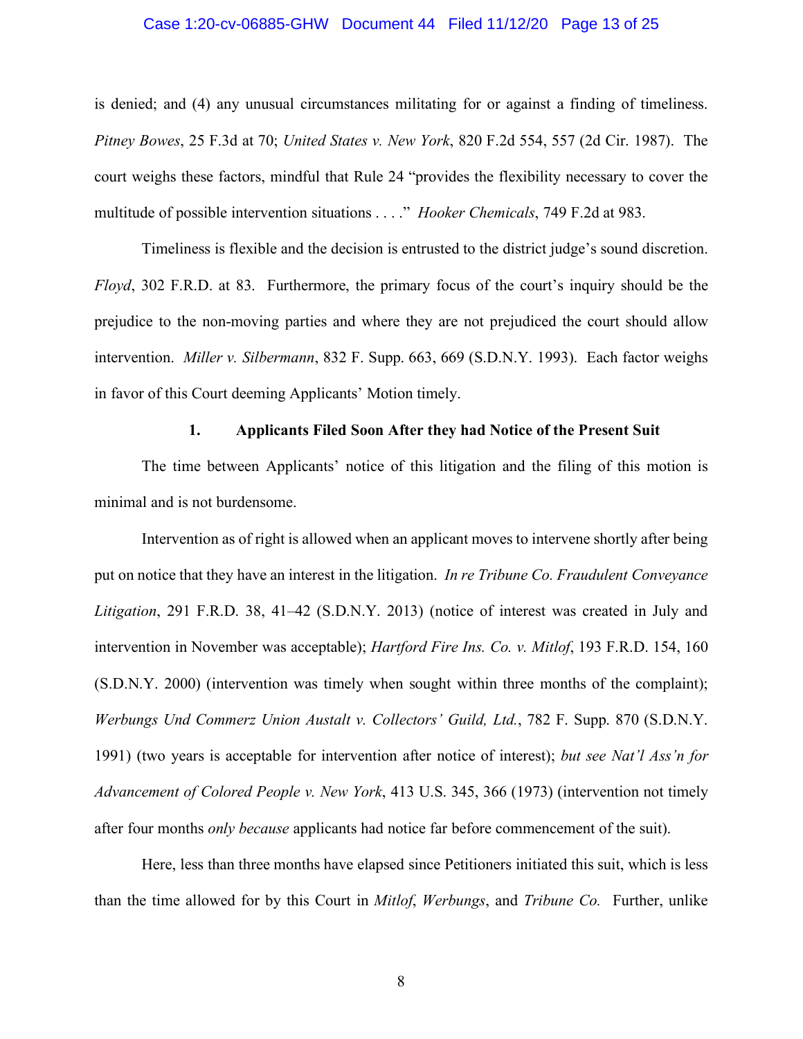is denied; and (4) any unusual circumstances militating for or against a finding of timeliness. *Pitney Bowes*, 25 F.3d at 70; *United States v. New York*, 820 F.2d 554, 557 (2d Cir. 1987). The court weighs these factors, mindful that Rule 24 "provides the flexibility necessary to cover the multitude of possible intervention situations . . . ." *Hooker Chemicals*, 749 F.2d at 983.

Timeliness is flexible and the decision is entrusted to the district judge's sound discretion. *Floyd*, 302 F.R.D. at 83. Furthermore, the primary focus of the court's inquiry should be the prejudice to the non-moving parties and where they are not prejudiced the court should allow intervention. *Miller v. Silbermann*, 832 F. Supp. 663, 669 (S.D.N.Y. 1993). Each factor weighs in favor of this Court deeming Applicants' Motion timely.

### 1. Applicants Filed Soon After they had Notice of the Present Suit

The time between Applicants' notice of this litigation and the filing of this motion is minimal and is not burdensome.

Intervention as of right is allowed when an applicant moves to intervene shortly after being put on notice that they have an interest in the litigation. *In re Tribune Co. Fraudulent Conveyance Litigation*, 291 F.R.D. 38, 41–42 (S.D.N.Y. 2013) (notice of interest was created in July and intervention in November was acceptable); *Hartford Fire Ins. Co. v. Mitlof*, 193 F.R.D. 154, 160 (S.D.N.Y. 2000) (intervention was timely when sought within three months of the complaint); *Werbungs Und Commerz Union Austalt v. Collectors' Guild, Ltd.*, 782 F. Supp. 870 (S.D.N.Y. 1991) (two years is acceptable for intervention after notice of interest); *but see Nat'l Ass'n for Advancement of Colored People v. New York*, 413 U.S. 345, 366 (1973) (intervention not timely after four months *only because* applicants had notice far before commencement of the suit).

Here, less than three months have elapsed since Petitioners initiated this suit, which is less than the time allowed for by this Court in *Mitlof*, *Werbungs*, and *Tribune Co.* Further, unlike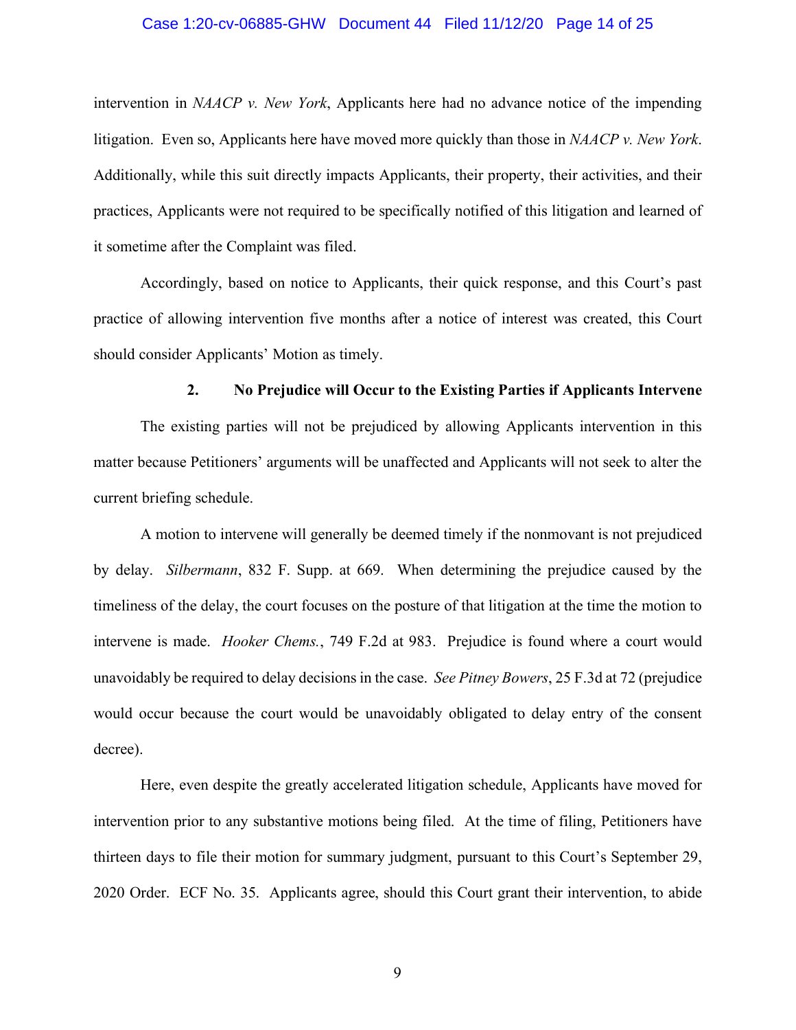intervention in *NAACP v. New York*, Applicants here had no advance notice of the impending litigation. Even so, Applicants here have moved more quickly than those in *NAACP v. New York*. Additionally, while this suit directly impacts Applicants, their property, their activities, and their practices, Applicants were not required to be specifically notified of this litigation and learned of it sometime after the Complaint was filed.

Accordingly, based on notice to Applicants, their quick response, and this Court's past practice of allowing intervention five months after a notice of interest was created, this Court should consider Applicants' Motion as timely.

**2. No Prejudice will Occur to the Existing Parties if Applicants Intervene**

The existing parties will not be prejudiced by allowing Applicants intervention in this matter because Petitioners' arguments will be unaffected and Applicants will not seek to alter the current briefing schedule.

A motion to intervene will generally be deemed timely if the nonmovant is not prejudiced by delay. *Silbermann*, 832 F. Supp. at 669. When determining the prejudice caused by the timeliness of the delay, the court focuses on the posture of that litigation at the time the motion to intervene is made. *Hooker Chems.*, 749 F.2d at 983. Prejudice is found where a court would unavoidably be required to delay decisions in the case. *See Pitney Bowers*, 25 F.3d at 72 (prejudice would occur because the court would be unavoidably obligated to delay entry of the consent decree).

Here, even despite the greatly accelerated litigation schedule, Applicants have moved for intervention prior to any substantive motions being filed. At the time of filing, Petitioners have thirteen days to file their motion for summary judgment, pursuant to this Court's September 29, 2020 Order. ECF No. 35. Applicants agree, should this Court grant their intervention, to abide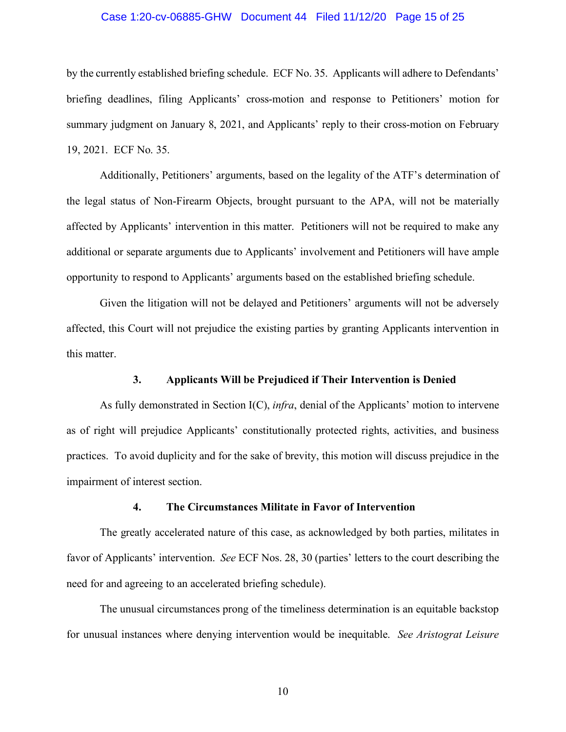by the currently established briefing schedule. ECF No. 35. Applicants will adhere to Defendants' briefing deadlines, filing Applicants' cross-motion and response to Petitioners' motion for summary judgment on January 8, 2021, and Applicants' reply to their cross-motion on February 19, 2021. ECF No. 35.

Additionally, Petitioners' arguments, based on the legality of the ATF's determination of the legal status of Non-Firearm Objects, brought pursuant to the APA, will not be materially affected by Applicants' intervention in this matter. Petitioners will not be required to make any additional or separate arguments due to Applicants' involvement and Petitioners will have ample opportunity to respond to Applicants' arguments based on the established briefing schedule.

Given the litigation will not be delayed and Petitioners' arguments will not be adversely affected, this Court will not prejudice the existing parties by granting Applicants intervention in this matter.

#### 3. Applicants Will be Prejudiced if Their Intervention is Denied

As fully demonstrated in Section I(C), *infra*, denial of the Applicants' motion to intervene as of right will prejudice Applicants' constitutionally protected rights, activities, and business practices. To avoid duplicity and for the sake of brevity, this motion will discuss prejudice in the impairment of interest section.

#### 4. The Circumstances Militate in Favor of Intervention

The greatly accelerated nature of this case, as acknowledged by both parties, militates in favor of Applicants' intervention. *See* ECF Nos. 28, 30 (parties' letters to the court describing the need for and agreeing to an accelerated briefing schedule).

The unusual circumstances prong of the timeliness determination is an equitable backstop for unusual instances where denying intervention would be inequitable. *See Aristograt Leisure*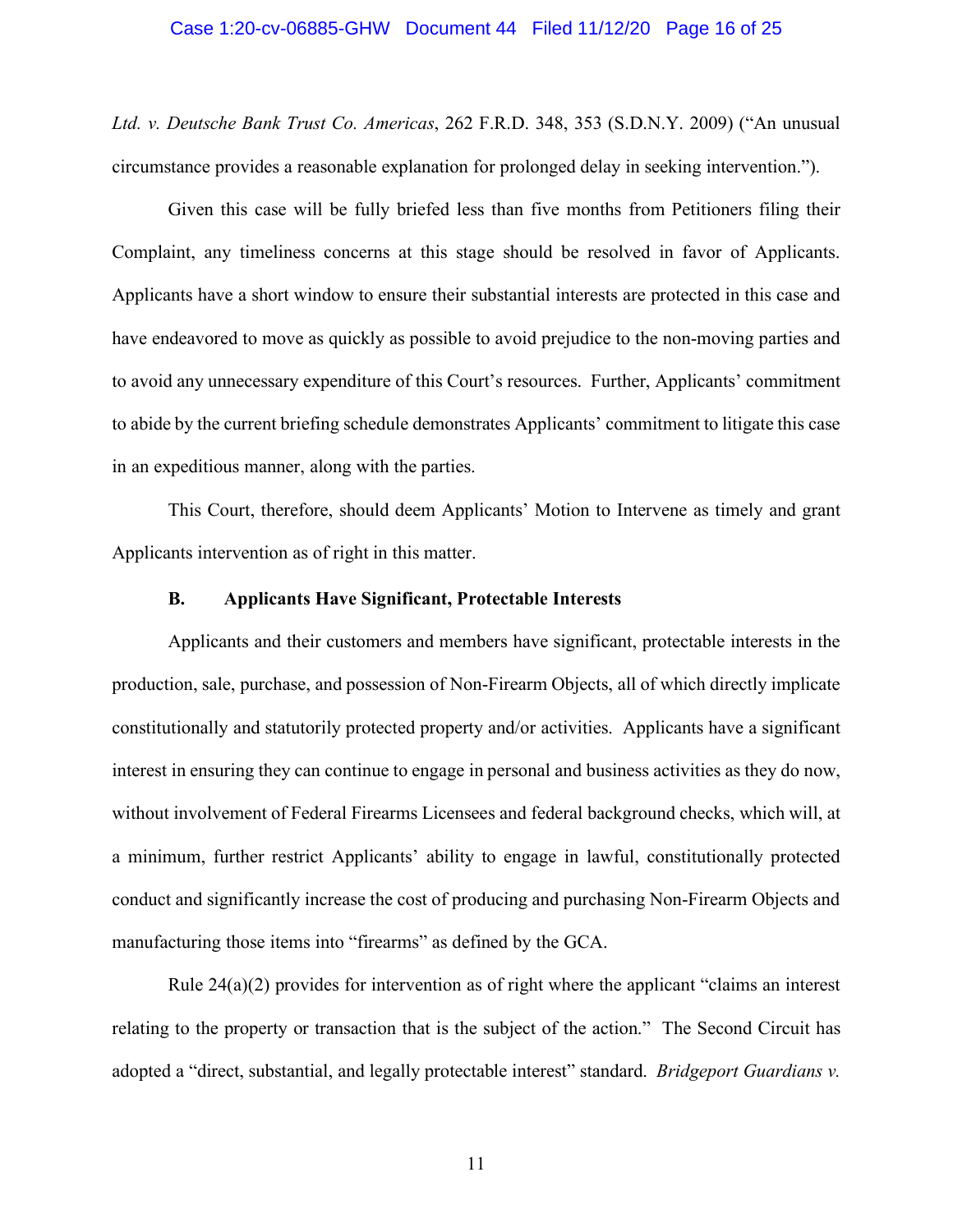*Ltd. v. Deutsche Bank Trust Co. Americas*, 262 F.R.D. 348, 353 (S.D.N.Y. 2009) ("An unusual circumstance provides a reasonable explanation for prolonged delay in seeking intervention.").

Given this case will be fully briefed less than five months from Petitioners filing their Complaint, any timeliness concerns at this stage should be resolved in favor of Applicants. Applicants have a short window to ensure their substantial interests are protected in this case and have endeavored to move as quickly as possible to avoid prejudice to the non-moving parties and to avoid any unnecessary expenditure of this Court's resources. Further, Applicants' commitment to abide by the current briefing schedule demonstrates Applicants' commitment to litigate this case in an expeditious manner, along with the parties.

This Court, therefore, should deem Applicants' Motion to Intervene as timely and grant Applicants intervention as of right in this matter.

### B. Applicants Have Significant, Protectable Interests

Applicants and their customers and members have significant, protectable interests in the production, sale, purchase, and possession of Non-Firearm Objects, all of which directly implicate constitutionally and statutorily protected property and/or activities. Applicants have a significant interest in ensuring they can continue to engage in personal and business activities as they do now, without involvement of Federal Firearms Licensees and federal background checks, which will, at a minimum, further restrict Applicants' ability to engage in lawful, constitutionally protected conduct and significantly increase the cost of producing and purchasing Non-Firearm Objects and manufacturing those items into "firearms" as defined by the GCA.

Rule 24(a)(2) provides for intervention as of right where the applicant "claims an interest relating to the property or transaction that is the subject of the action." The Second Circuit has adopted a "direct, substantial, and legally protectable interest" standard. *Bridgeport Guardians v.*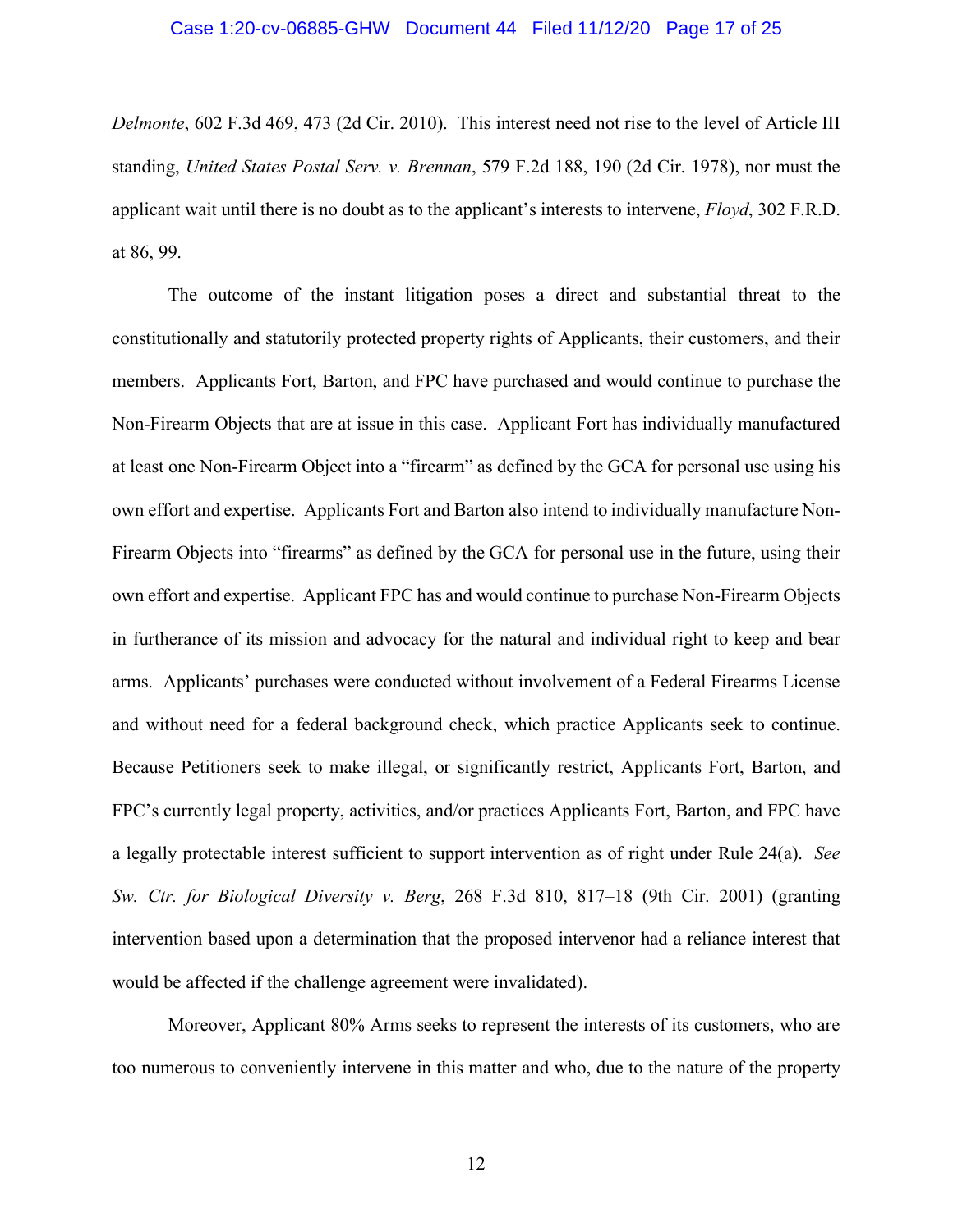*Delmonte*, 602 F.3d 469, 473 (2d Cir. 2010). This interest need not rise to the level of Article III standing, *United States Postal Serv. v. Brennan*, 579 F.2d 188, 190 (2d Cir. 1978), nor must the applicant wait until there is no doubt as to the applicant's interests to intervene, *Floyd*, 302 F.R.D. at 86, 99.

The outcome of the instant litigation poses a direct and substantial threat to the constitutionally and statutorily protected property rights of Applicants, their customers, and their members. Applicants Fort, Barton, and FPC have purchased and would continue to purchase the Non-Firearm Objects that are at issue in this case. Applicant Fort has individually manufactured at least one Non-Firearm Object into a "firearm" as defined by the GCA for personal use using his own effort and expertise. Applicants Fort and Barton also intend to individually manufacture Non-Firearm Objects into "firearms" as defined by the GCA for personal use in the future, using their own effort and expertise. Applicant FPC has and would continue to purchase Non-Firearm Objects in furtherance of its mission and advocacy for the natural and individual right to keep and bear arms. Applicants' purchases were conducted without involvement of a Federal Firearms License and without need for a federal background check, which practice Applicants seek to continue. Because Petitioners seek to make illegal, or significantly restrict, Applicants Fort, Barton, and FPC's currently legal property, activities, and/or practices Applicants Fort, Barton, and FPC have a legally protectable interest sufficient to support intervention as of right under Rule 24(a). *See Sw. Ctr. for Biological Diversity v. Berg*, 268 F.3d 810, 817–18 (9th Cir. 2001) (granting intervention based upon a determination that the proposed intervenor had a reliance interest that would be affected if the challenge agreement were invalidated).

Moreover, Applicant 80% Arms seeks to represent the interests of its customers, who are too numerous to conveniently intervene in this matter and who, due to the nature of the property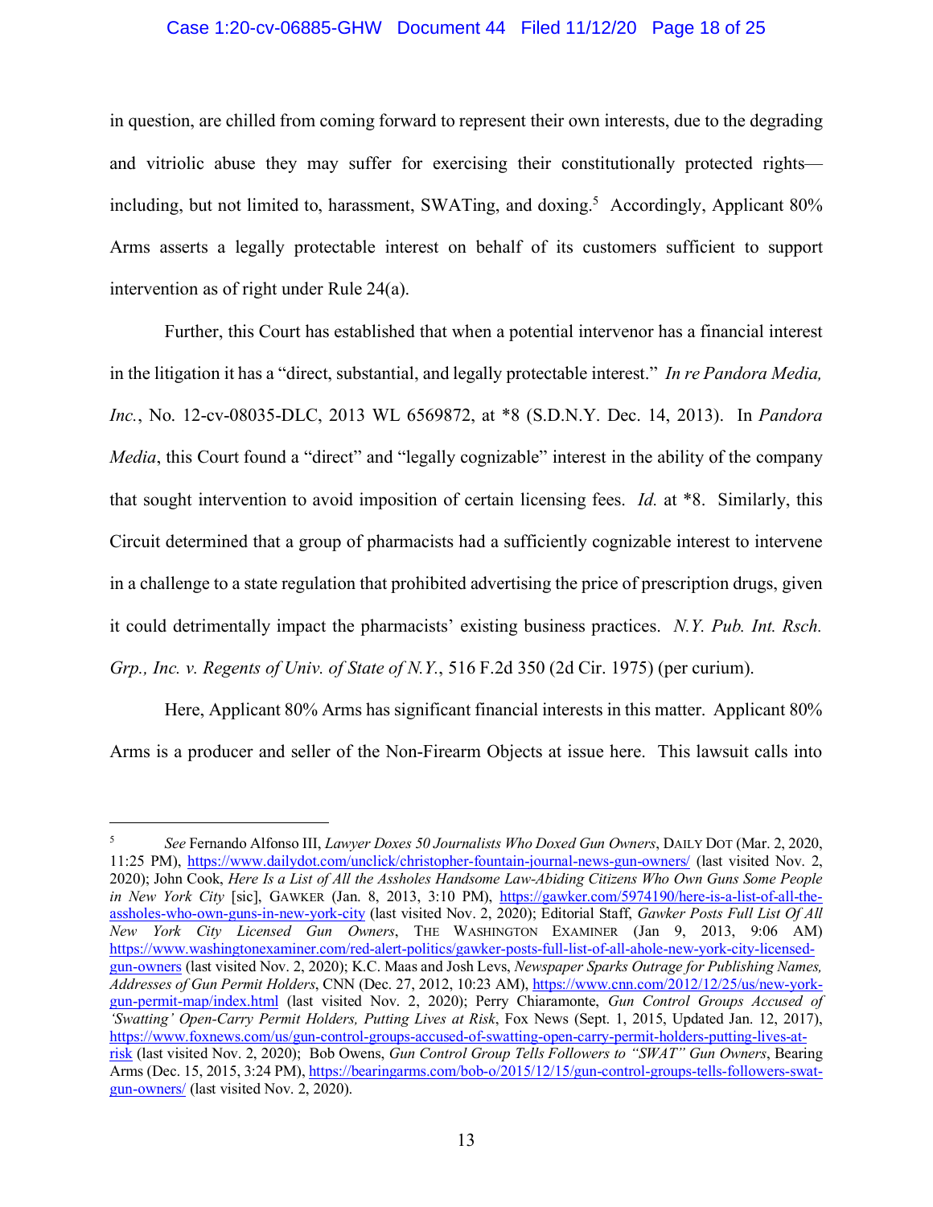in question, are chilled from coming forward to represent their own interests, due to the degrading and vitriolic abuse they may suffer for exercising their constitutionally protected rights—including, but not limited to, harassment, SWATing, and doxing.[5] Accordingly, Applicant 80% Arms asserts a legally protectable interest on behalf of its customers sufficient to support intervention as of right under Rule 24(a).

Further, this Court has established that when a potential intervenor has a financial interest in the litigation it has a "direct, substantial, and legally protectable interest." *In re Pandora Media, Inc.*, No. 12-cv-08035-DLC, 2013 WL 6569872, at *8 (S.D.N.Y. Dec. 14, 2013). In *Pandora Media*, this Court found a "direct" and "legally cognizable" interest in the ability of the company that sought intervention to avoid imposition of certain licensing fees. *Id.* at *8. Similarly, this Circuit determined that a group of pharmacists had a sufficiently cognizable interest to intervene in a challenge to a state regulation that prohibited advertising the price of prescription drugs, given it could detrimentally impact the pharmacists' existing business practices. *N.Y. Pub. Int. Rsch. Grp., Inc. v. Regents of Univ. of State of N.Y.*, 516 F.2d 350 (2d Cir. 1975) (per curium).

Here, Applicant 80% Arms has significant financial interests in this matter. Applicant 80% Arms is a producer and seller of the Non-Firearm Objects at issue here. This lawsuit calls into

---

[5] *See* Fernando Alfonso III, *Lawyer Doxes 50 Journalists Who Doxed Gun Owners*, DAILY DOT (Mar. 2, 2020, 11:25 PM), https://www.dailydot.com/unclick/christopher-fountain-journal-news-gun-owners/ (last visited Nov. 2, 2020); John Cook, *Here Is a List of All the Assholes Handsome Law-Abiding Citizens Who Own Guns Some People in New York City* [sic], GAWKER (Jan. 8, 2013, 3:10 PM), https://gawker.com/5974190/here-is-a-list-of-all-the-assholes-who-own-guns-in-new-york-city (last visited Nov. 2, 2020); Editorial Staff, *Gawker Posts Full List Of All New York City Licensed Gun Owners*, THE WASHINGTON EXAMINER (Jan 9, 2013, 9:06 AM) https://www.washingtonexaminer.com/red-alert-politics/gawker-posts-full-list-of-all-ahole-new-york-city-licensed-gun-owners (last visited Nov. 2, 2020); K.C. Maas and Josh Levs, *Newspaper Sparks Outrage for Publishing Names, Addresses of Gun Permit Holders*, CNN (Dec. 27, 2012, 10:23 AM), https://www.cnn.com/2012/12/25/us/new-york-gun-permit-map/index.html (last visited Nov. 2, 2020); Perry Chiaramonte, *Gun Control Groups Accused of 'Swatting' Open-Carry Permit Holders, Putting Lives at Risk*, Fox News (Sept. 1, 2015, Updated Jan. 12, 2017), https://www.foxnews.com/us/gun-control-groups-accused-of-swatting-open-carry-permit-holders-putting-lives-at-risk (last visited Nov. 2, 2020); Bob Owens, *Gun Control Group Tells Followers to "SWAT" Gun Owners*, Bearing Arms (Dec. 15, 2015, 3:24 PM), https://bearingarms.com/bob-o/2015/12/15/gun-control-groups-tells-followers-swat-gun-owners/ (last visited Nov. 2, 2020).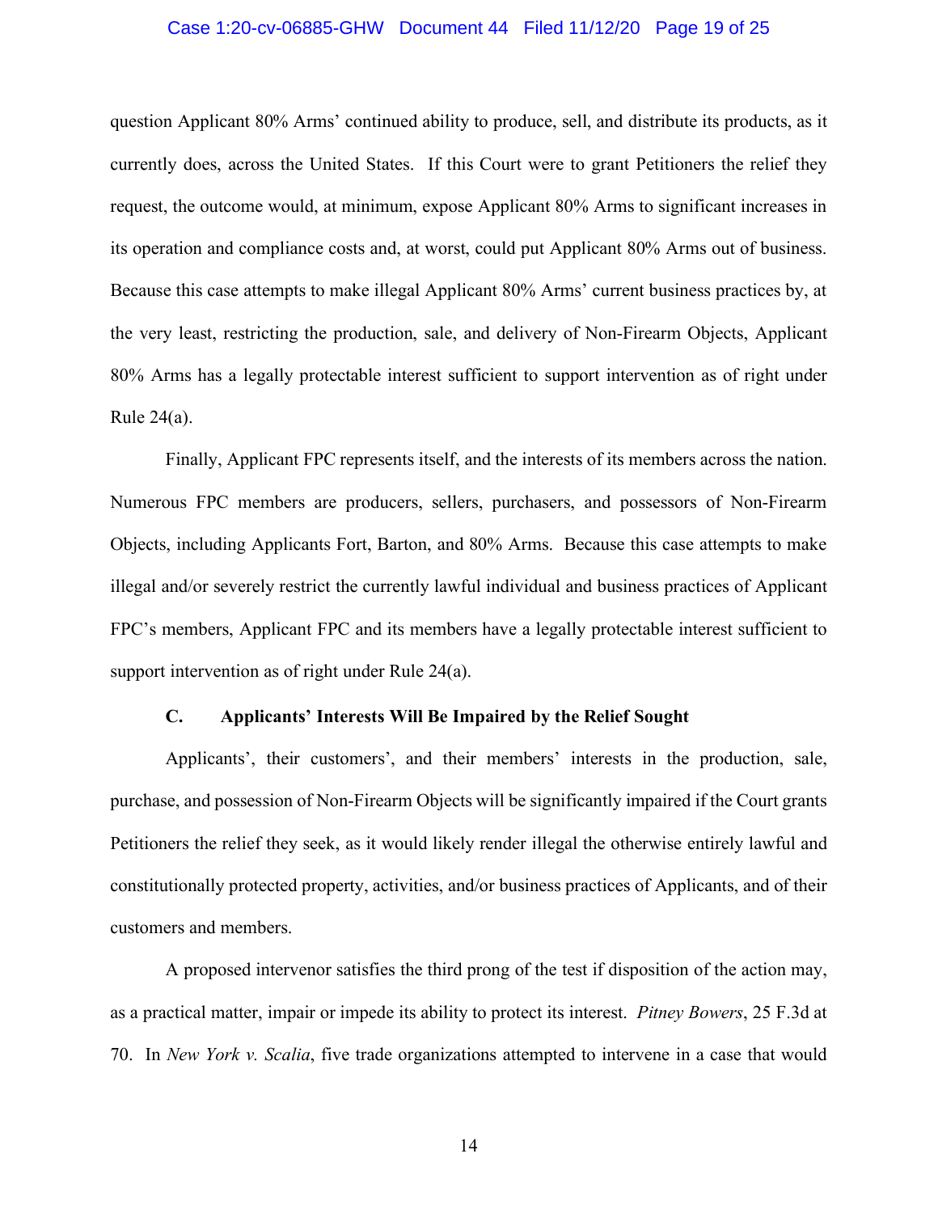question Applicant 80% Arms' continued ability to produce, sell, and distribute its products, as it currently does, across the United States. If this Court were to grant Petitioners the relief they request, the outcome would, at minimum, expose Applicant 80% Arms to significant increases in its operation and compliance costs and, at worst, could put Applicant 80% Arms out of business. Because this case attempts to make illegal Applicant 80% Arms' current business practices by, at the very least, restricting the production, sale, and delivery of Non-Firearm Objects, Applicant 80% Arms has a legally protectable interest sufficient to support intervention as of right under Rule 24(a).

Finally, Applicant FPC represents itself, and the interests of its members across the nation. Numerous FPC members are producers, sellers, purchasers, and possessors of Non-Firearm Objects, including Applicants Fort, Barton, and 80% Arms. Because this case attempts to make illegal and/or severely restrict the currently lawful individual and business practices of Applicant FPC's members, Applicant FPC and its members have a legally protectable interest sufficient to support intervention as of right under Rule 24(a).

### C. Applicants' Interests Will Be Impaired by the Relief Sought

Applicants', their customers', and their members' interests in the production, sale, purchase, and possession of Non-Firearm Objects will be significantly impaired if the Court grants Petitioners the relief they seek, as it would likely render illegal the otherwise entirely lawful and constitutionally protected property, activities, and/or business practices of Applicants, and of their customers and members.

A proposed intervenor satisfies the third prong of the test if disposition of the action may, as a practical matter, impair or impede its ability to protect its interest. *Pitney Bowers*, 25 F.3d at 70. In *New York v. Scalia*, five trade organizations attempted to intervene in a case that would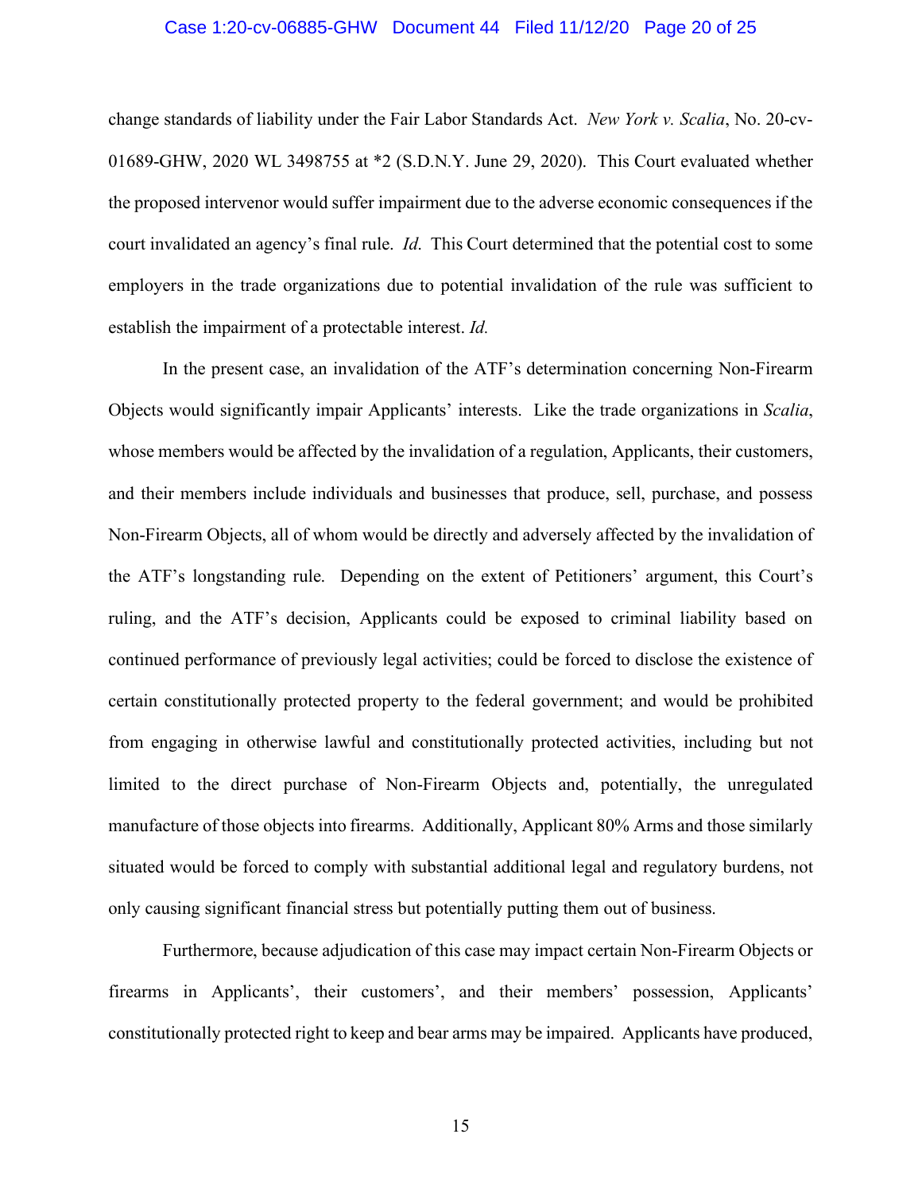change standards of liability under the Fair Labor Standards Act. *New York v. Scalia*, No. 20-cv-01689-GHW, 2020 WL 3498755 at *2 (S.D.N.Y. June 29, 2020). This Court evaluated whether the proposed intervenor would suffer impairment due to the adverse economic consequences if the court invalidated an agency's final rule. *Id*. This Court determined that the potential cost to some employers in the trade organizations due to potential invalidation of the rule was sufficient to establish the impairment of a protectable interest. *Id.*

In the present case, an invalidation of the ATF's determination concerning Non-Firearm Objects would significantly impair Applicants' interests. Like the trade organizations in *Scalia*, whose members would be affected by the invalidation of a regulation, Applicants, their customers, and their members include individuals and businesses that produce, sell, purchase, and possess Non-Firearm Objects, all of whom would be directly and adversely affected by the invalidation of the ATF's longstanding rule. Depending on the extent of Petitioners' argument, this Court's ruling, and the ATF's decision, Applicants could be exposed to criminal liability based on continued performance of previously legal activities; could be forced to disclose the existence of certain constitutionally protected property to the federal government; and would be prohibited from engaging in otherwise lawful and constitutionally protected activities, including but not limited to the direct purchase of Non-Firearm Objects and, potentially, the unregulated manufacture of those objects into firearms. Additionally, Applicant 80% Arms and those similarly situated would be forced to comply with substantial additional legal and regulatory burdens, not only causing significant financial stress but potentially putting them out of business.

Furthermore, because adjudication of this case may impact certain Non-Firearm Objects or firearms in Applicants', their customers', and their members' possession, Applicants' constitutionally protected right to keep and bear arms may be impaired. Applicants have produced,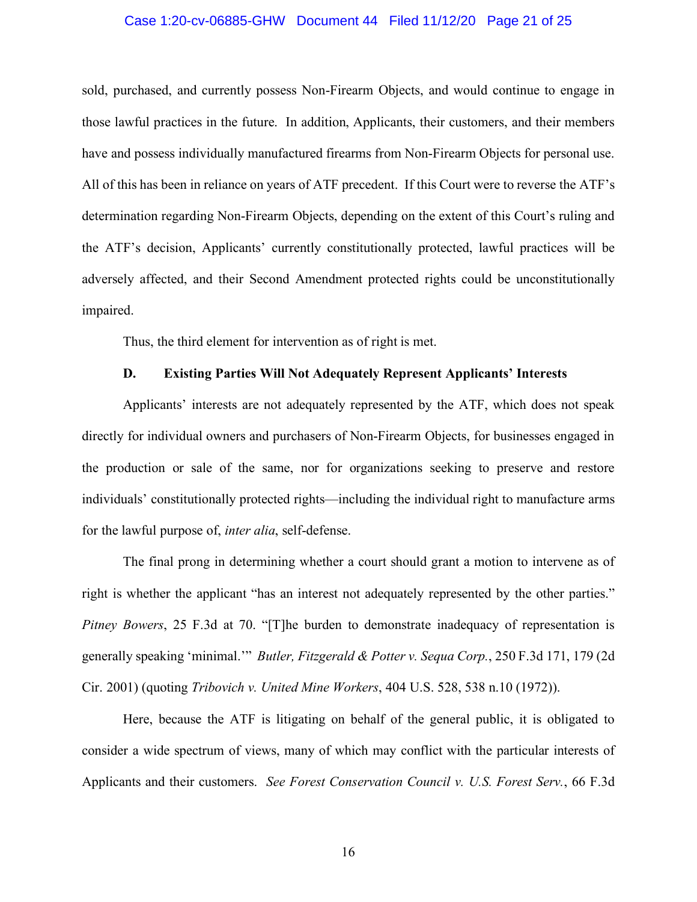sold, purchased, and currently possess Non-Firearm Objects, and would continue to engage in those lawful practices in the future. In addition, Applicants, their customers, and their members have and possess individually manufactured firearms from Non-Firearm Objects for personal use. All of this has been in reliance on years of ATF precedent. If this Court were to reverse the ATF's determination regarding Non-Firearm Objects, depending on the extent of this Court's ruling and the ATF's decision, Applicants' currently constitutionally protected, lawful practices will be adversely affected, and their Second Amendment protected rights could be unconstitutionally impaired.

Thus, the third element for intervention as of right is met.

### D. Existing Parties Will Not Adequately Represent Applicants' Interests

Applicants' interests are not adequately represented by the ATF, which does not speak directly for individual owners and purchasers of Non-Firearm Objects, for businesses engaged in the production or sale of the same, nor for organizations seeking to preserve and restore individuals' constitutionally protected rights—including the individual right to manufacture arms for the lawful purpose of, *inter alia*, self-defense.

The final prong in determining whether a court should grant a motion to intervene as of right is whether the applicant "has an interest not adequately represented by the other parties." *Pitney Bowers*, 25 F.3d at 70. "[T]he burden to demonstrate inadequacy of representation is generally speaking 'minimal.'" *Butler, Fitzgerald & Potter v. Sequa Corp.*, 250 F.3d 171, 179 (2d Cir. 2001) (quoting *Tribovich v. United Mine Workers*, 404 U.S. 528, 538 n.10 (1972)).

Here, because the ATF is litigating on behalf of the general public, it is obligated to consider a wide spectrum of views, many of which may conflict with the particular interests of Applicants and their customers. *See Forest Conservation Council v. U.S. Forest Serv.*, 66 F.3d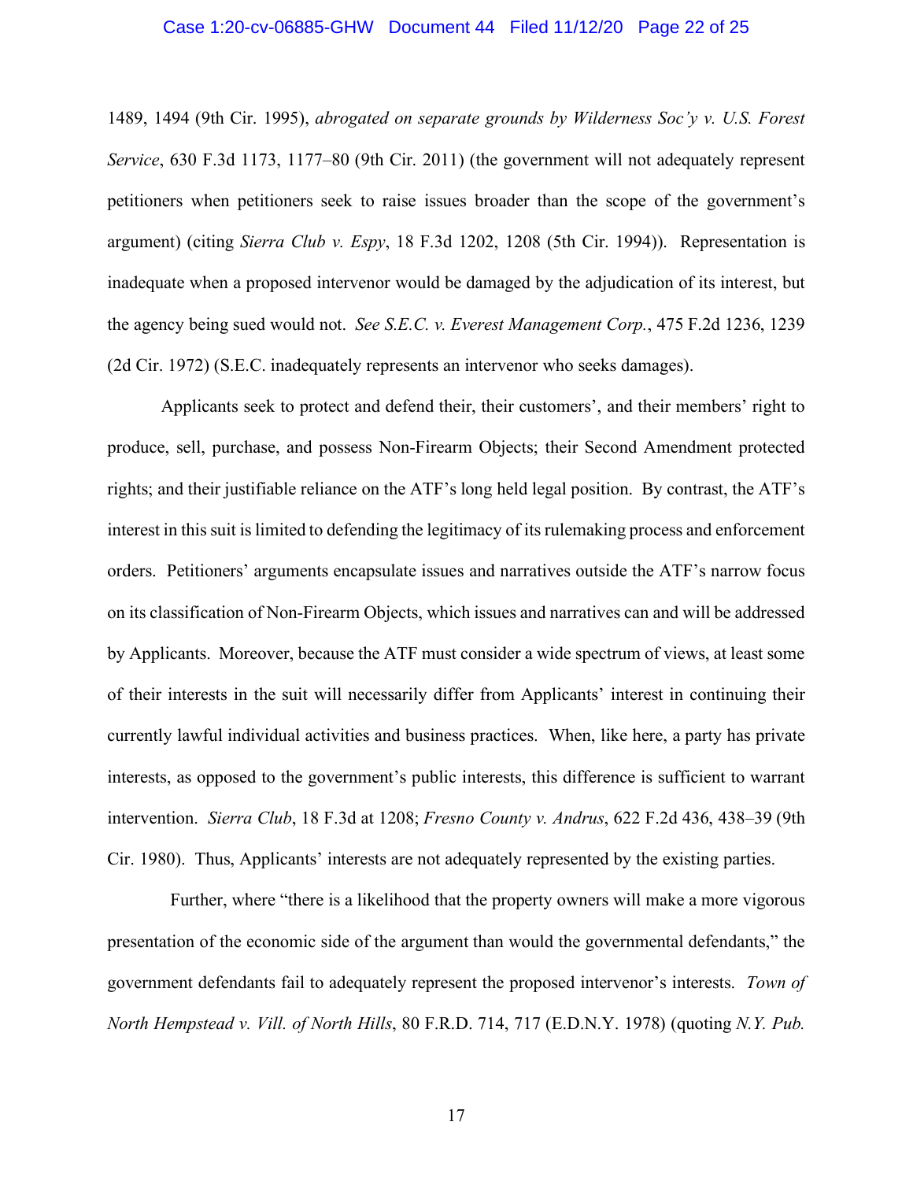1489, 1494 (9th Cir. 1995), *abrogated on separate grounds by Wilderness Soc'y v. U.S. Forest Service*, 630 F.3d 1173, 1177–80 (9th Cir. 2011) (the government will not adequately represent petitioners when petitioners seek to raise issues broader than the scope of the government's argument) (citing *Sierra Club v. Espy*, 18 F.3d 1202, 1208 (5th Cir. 1994)). Representation is inadequate when a proposed intervenor would be damaged by the adjudication of its interest, but the agency being sued would not. *See S.E.C. v. Everest Management Corp.*, 475 F.2d 1236, 1239 (2d Cir. 1972) (S.E.C. inadequately represents an intervenor who seeks damages).

Applicants seek to protect and defend their, their customers', and their members' right to produce, sell, purchase, and possess Non-Firearm Objects; their Second Amendment protected rights; and their justifiable reliance on the ATF's long held legal position. By contrast, the ATF's interest in this suit is limited to defending the legitimacy of its rulemaking process and enforcement orders. Petitioners' arguments encapsulate issues and narratives outside the ATF's narrow focus on its classification of Non-Firearm Objects, which issues and narratives can and will be addressed by Applicants. Moreover, because the ATF must consider a wide spectrum of views, at least some of their interests in the suit will necessarily differ from Applicants' interest in continuing their currently lawful individual activities and business practices. When, like here, a party has private interests, as opposed to the government's public interests, this difference is sufficient to warrant intervention. *Sierra Club*, 18 F.3d at 1208; *Fresno County v. Andrus*, 622 F.2d 436, 438–39 (9th Cir. 1980). Thus, Applicants' interests are not adequately represented by the existing parties.

Further, where "there is a likelihood that the property owners will make a more vigorous presentation of the economic side of the argument than would the governmental defendants," the government defendants fail to adequately represent the proposed intervenor's interests. *Town of North Hempstead v. Vill. of North Hills*, 80 F.R.D. 714, 717 (E.D.N.Y. 1978) (quoting *N.Y. Pub.*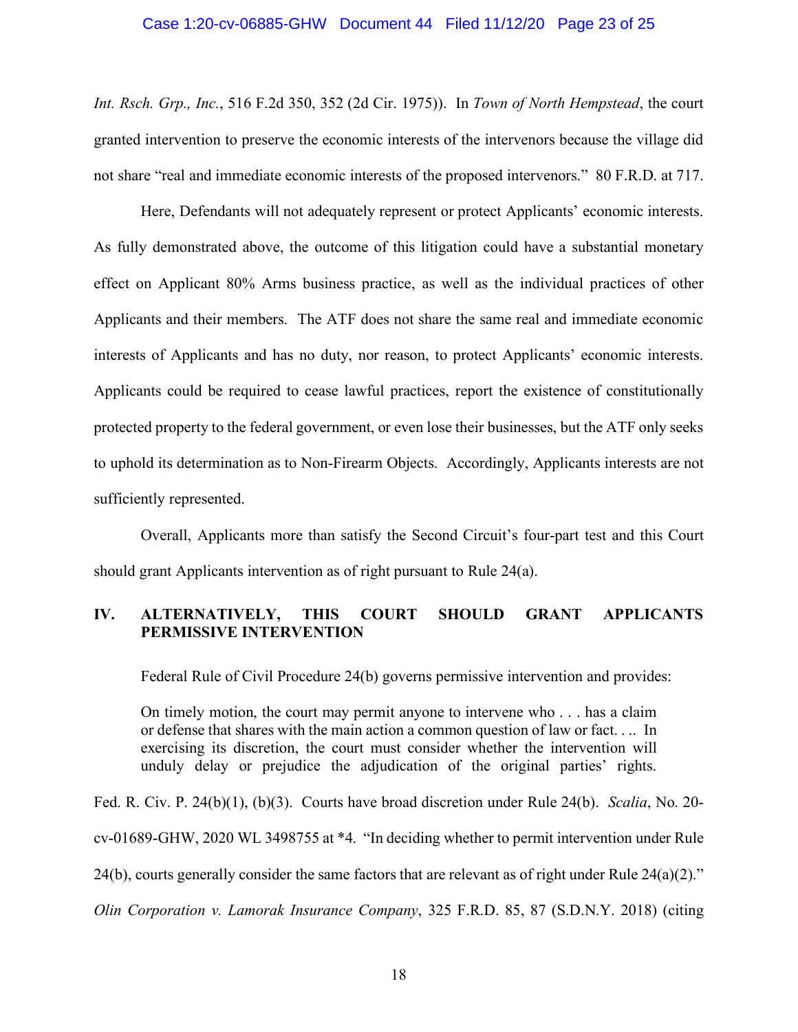*Int. Rsch. Grp., Inc.*, 516 F.2d 350, 352 (2d Cir. 1975)). In *Town of North Hempstead*, the court granted intervention to preserve the economic interests of the intervenors because the village did not share "real and immediate economic interests of the proposed intervenors." 80 F.R.D. at 717.

Here, Defendants will not adequately represent or protect Applicants' economic interests. As fully demonstrated above, the outcome of this litigation could have a substantial monetary effect on Applicant 80% Arms business practice, as well as the individual practices of other Applicants and their members. The ATF does not share the same real and immediate economic interests of Applicants and has no duty, nor reason, to protect Applicants' economic interests. Applicants could be required to cease lawful practices, report the existence of constitutionally protected property to the federal government, or even lose their businesses, but the ATF only seeks to uphold its determination as to Non-Firearm Objects. Accordingly, Applicants interests are not sufficiently represented.

Overall, Applicants more than satisfy the Second Circuit's four-part test and this Court should grant Applicants intervention as of right pursuant to Rule 24(a).

## IV. ALTERNATIVELY, THIS COURT SHOULD GRANT APPLICANTS PERMISSIVE INTERVENTION

Federal Rule of Civil Procedure 24(b) governs permissive intervention and provides:

> On timely motion, the court may permit anyone to intervene who . . . has a claim or defense that shares with the main action a common question of law or fact. . .. In exercising its discretion, the court must consider whether the intervention will unduly delay or prejudice the adjudication of the original parties' rights.

Fed. R. Civ. P. 24(b)(1), (b)(3). Courts have broad discretion under Rule 24(b). *Scalia*, No. 20-cv-01689-GHW, 2020 WL 3498755 at *4. "In deciding whether to permit intervention under Rule 24(b), courts generally consider the same factors that are relevant as of right under Rule 24(a)(2)." *Olin Corporation v. Lamorak Insurance Company*, 325 F.R.D. 85, 87 (S.D.N.Y. 2018) (citing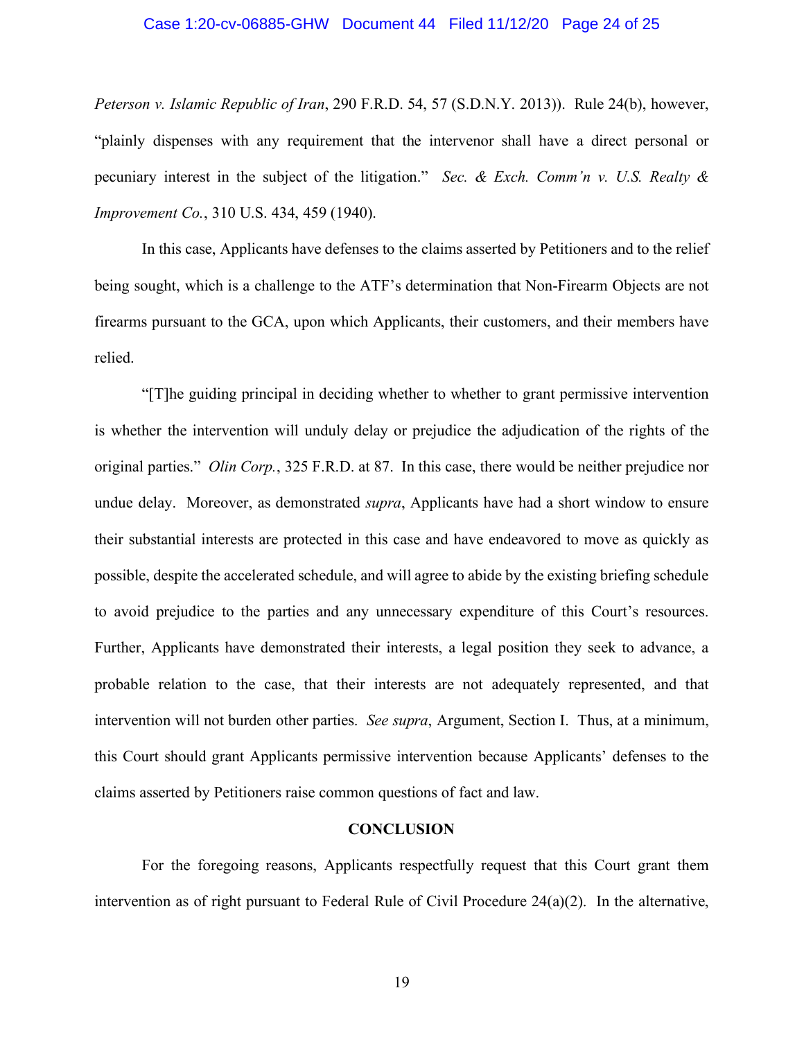*Peterson v. Islamic Republic of Iran*, 290 F.R.D. 54, 57 (S.D.N.Y. 2013)). Rule 24(b), however, "plainly dispenses with any requirement that the intervenor shall have a direct personal or pecuniary interest in the subject of the litigation." *Sec. & Exch. Comm'n v. U.S. Realty & Improvement Co.*, 310 U.S. 434, 459 (1940).

In this case, Applicants have defenses to the claims asserted by Petitioners and to the relief being sought, which is a challenge to the ATF's determination that Non-Firearm Objects are not firearms pursuant to the GCA, upon which Applicants, their customers, and their members have relied.

"[T]he guiding principal in deciding whether to whether to grant permissive intervention is whether the intervention will unduly delay or prejudice the adjudication of the rights of the original parties." *Olin Corp.*, 325 F.R.D. at 87. In this case, there would be neither prejudice nor undue delay. Moreover, as demonstrated *supra*, Applicants have had a short window to ensure their substantial interests are protected in this case and have endeavored to move as quickly as possible, despite the accelerated schedule, and will agree to abide by the existing briefing schedule to avoid prejudice to the parties and any unnecessary expenditure of this Court's resources. Further, Applicants have demonstrated their interests, a legal position they seek to advance, a probable relation to the case, that their interests are not adequately represented, and that intervention will not burden other parties. *See supra*, Argument, Section I. Thus, at a minimum, this Court should grant Applicants permissive intervention because Applicants' defenses to the claims asserted by Petitioners raise common questions of fact and law.

## CONCLUSION

For the foregoing reasons, Applicants respectfully request that this Court grant them intervention as of right pursuant to Federal Rule of Civil Procedure 24(a)(2). In the alternative,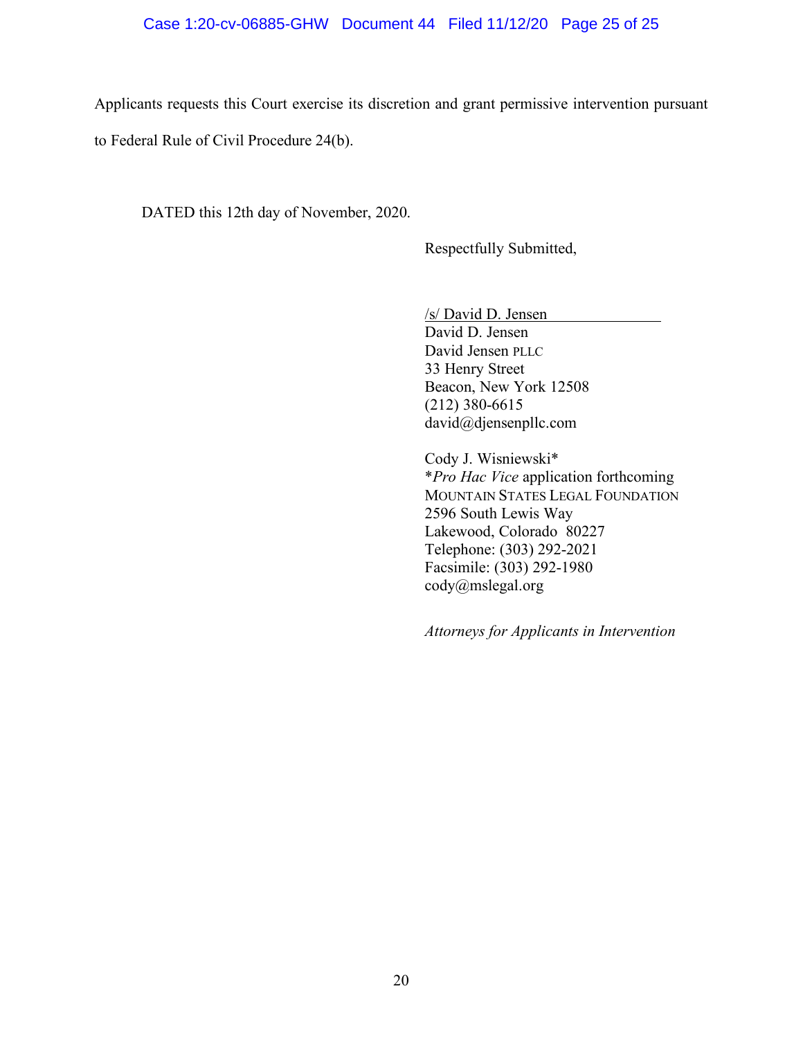Applicants requests this Court exercise its discretion and grant permissive intervention pursuant to Federal Rule of Civil Procedure 24(b).

DATED this 12th day of November, 2020.

Respectfully Submitted,

/s/ David D. Jensen
David D. Jensen
David Jensen PLLC
33 Henry Street
Beacon, New York 12508
(212) 380-6615
david@djensenpllc.com

Cody J. Wisniewski*
**Pro Hac Vice* application forthcoming
MOUNTAIN STATES LEGAL FOUNDATION
2596 South Lewis Way
Lakewood, Colorado 80227
Telephone: (303) 292-2021
Facsimile: (303) 292-1980
cody@mslegal.org

*Attorneys for Applicants in Intervention*